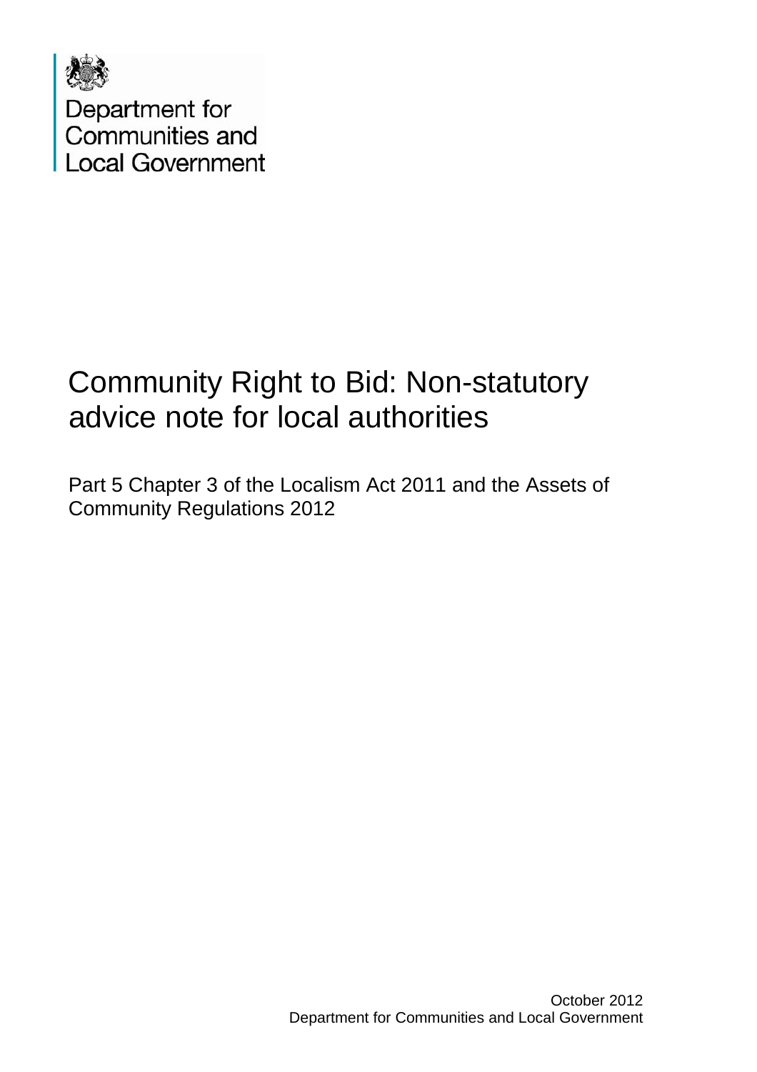Department for Communities and Local Government

# Community Right to Bid: Non-statutory advice note for local authorities

Part 5 Chapter 3 of the Localism Act 2011 and the Assets of Community Regulations 2012

October 2012
Department for Communities and Local Government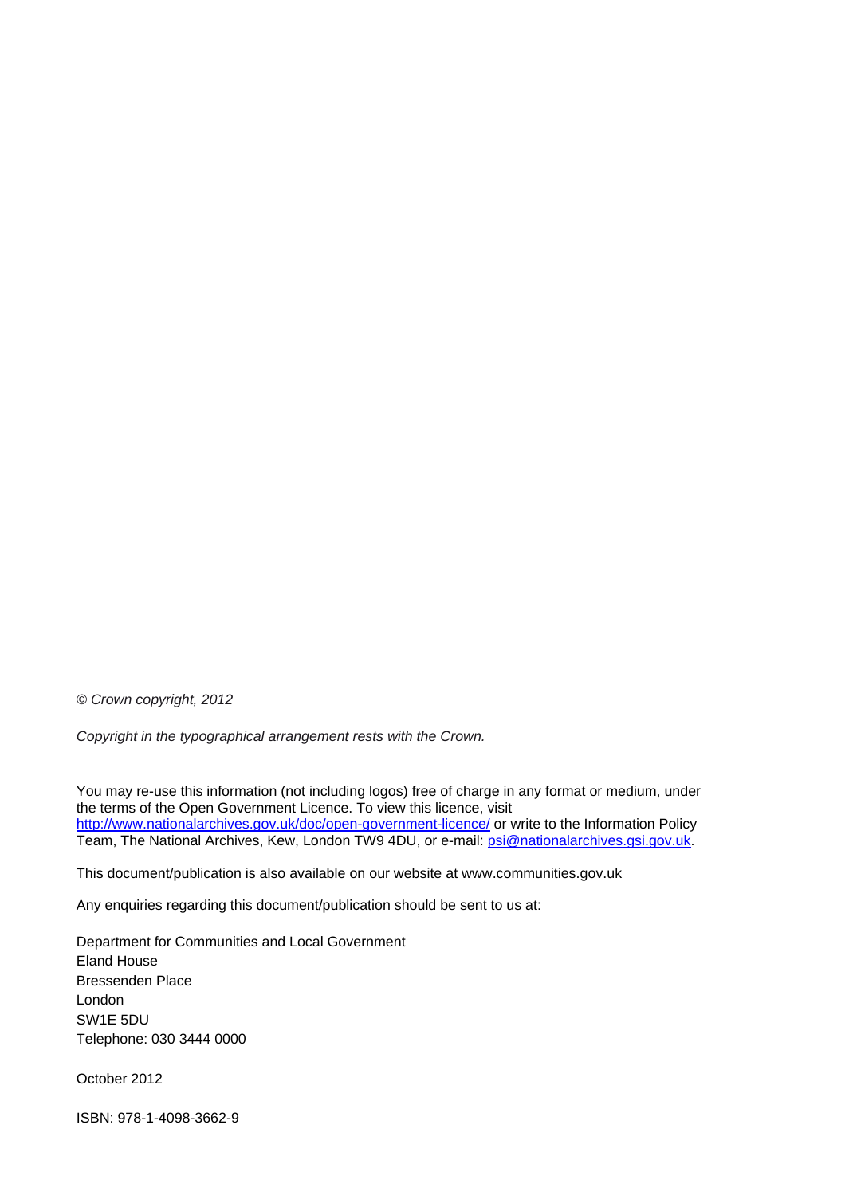*© Crown copyright, 2012*

*Copyright in the typographical arrangement rests with the Crown.*

You may re-use this information (not including logos) free of charge in any format or medium, under the terms of the Open Government Licence. To view this licence, visit http://www.nationalarchives.gov.uk/doc/open-government-licence/ or write to the Information Policy Team, The National Archives, Kew, London TW9 4DU, or e-mail: psi@nationalarchives.gsi.gov.uk.

This document/publication is also available on our website at www.communities.gov.uk

Any enquiries regarding this document/publication should be sent to us at:

Department for Communities and Local Government  
Eland House  
Bressenden Place  
London  
SW1E 5DU  
Telephone: 030 3444 0000

October 2012

ISBN: 978-1-4098-3662-9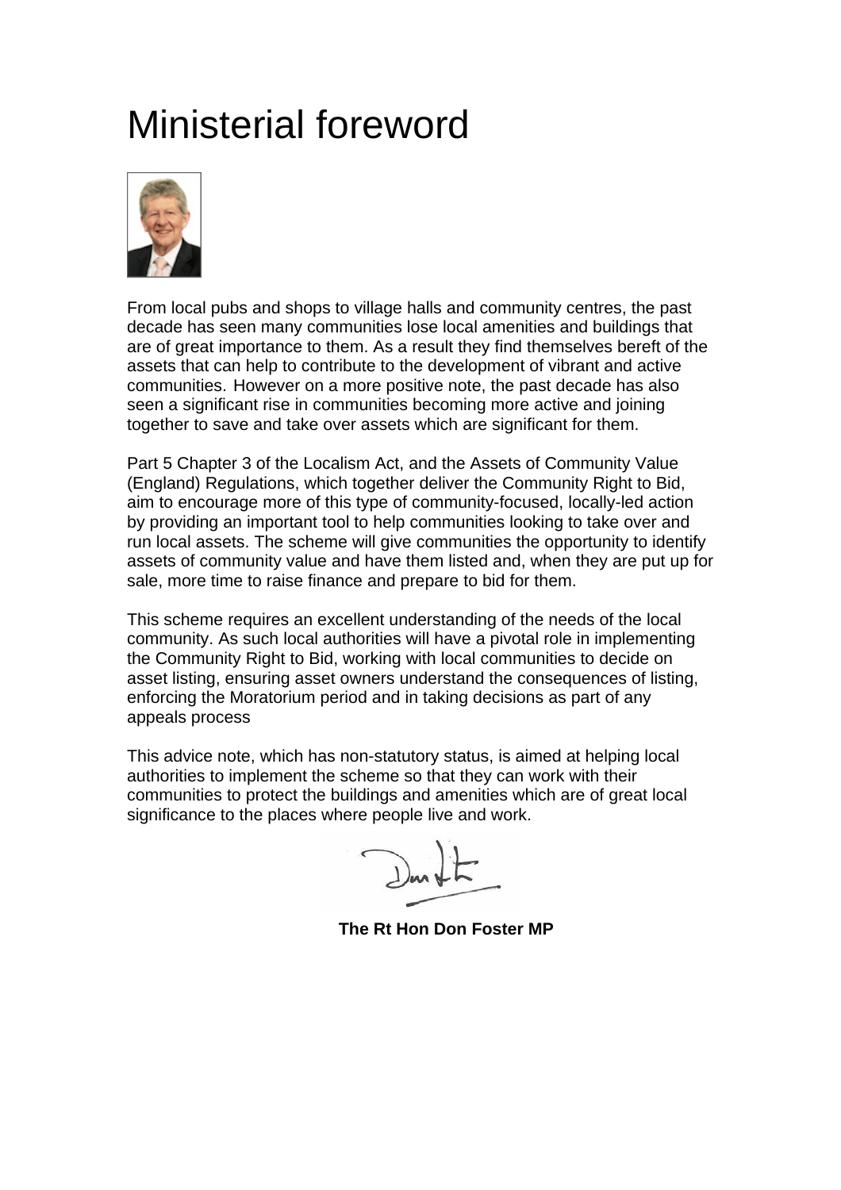# Ministerial foreword

From local pubs and shops to village halls and community centres, the past decade has seen many communities lose local amenities and buildings that are of great importance to them. As a result they find themselves bereft of the assets that can help to contribute to the development of vibrant and active communities. However on a more positive note, the past decade has also seen a significant rise in communities becoming more active and joining together to save and take over assets which are significant for them.

Part 5 Chapter 3 of the Localism Act, and the Assets of Community Value (England) Regulations, which together deliver the Community Right to Bid, aim to encourage more of this type of community-focused, locally-led action by providing an important tool to help communities looking to take over and run local assets. The scheme will give communities the opportunity to identify assets of community value and have them listed and, when they are put up for sale, more time to raise finance and prepare to bid for them.

This scheme requires an excellent understanding of the needs of the local community. As such local authorities will have a pivotal role in implementing the Community Right to Bid, working with local communities to decide on asset listing, ensuring asset owners understand the consequences of listing, enforcing the Moratorium period and in taking decisions as part of any appeals process

This advice note, which has non-statutory status, is aimed at helping local authorities to implement the scheme so that they can work with their communities to protect the buildings and amenities which are of great local significance to the places where people live and work.

**The Rt Hon Don Foster MP**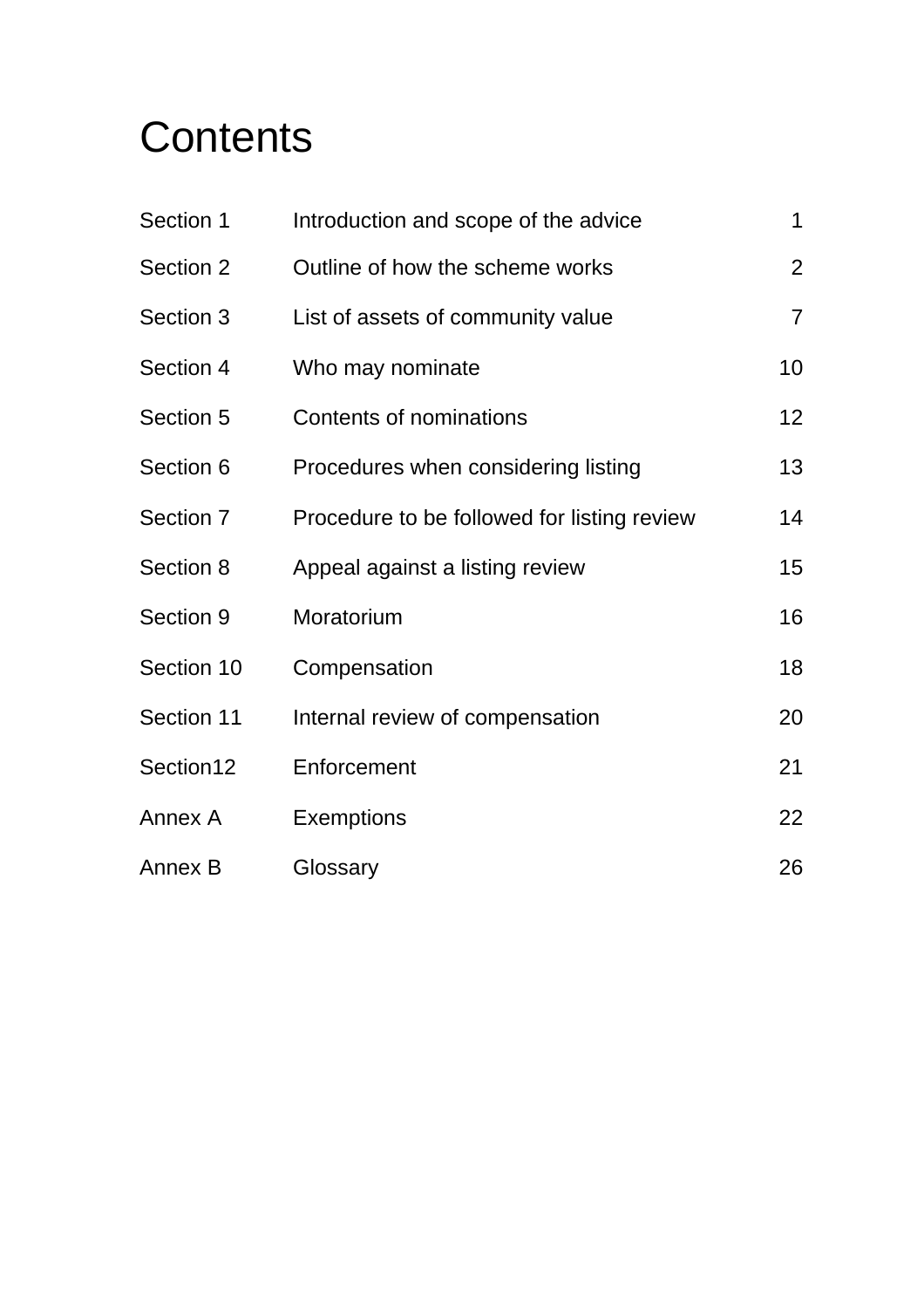# Contents

| | | |
|---|---|---|
| Section 1 | Introduction and scope of the advice | 1 |
| Section 2 | Outline of how the scheme works | 2 |
| Section 3 | List of assets of community value | 7 |
| Section 4 | Who may nominate | 10 |
| Section 5 | Contents of nominations | 12 |
| Section 6 | Procedures when considering listing | 13 |
| Section 7 | Procedure to be followed for listing review | 14 |
| Section 8 | Appeal against a listing review | 15 |
| Section 9 | Moratorium | 16 |
| Section 10 | Compensation | 18 |
| Section 11 | Internal review of compensation | 20 |
| Section12 | Enforcement | 21 |
| Annex A | Exemptions | 22 |
| Annex B | Glossary | 26 |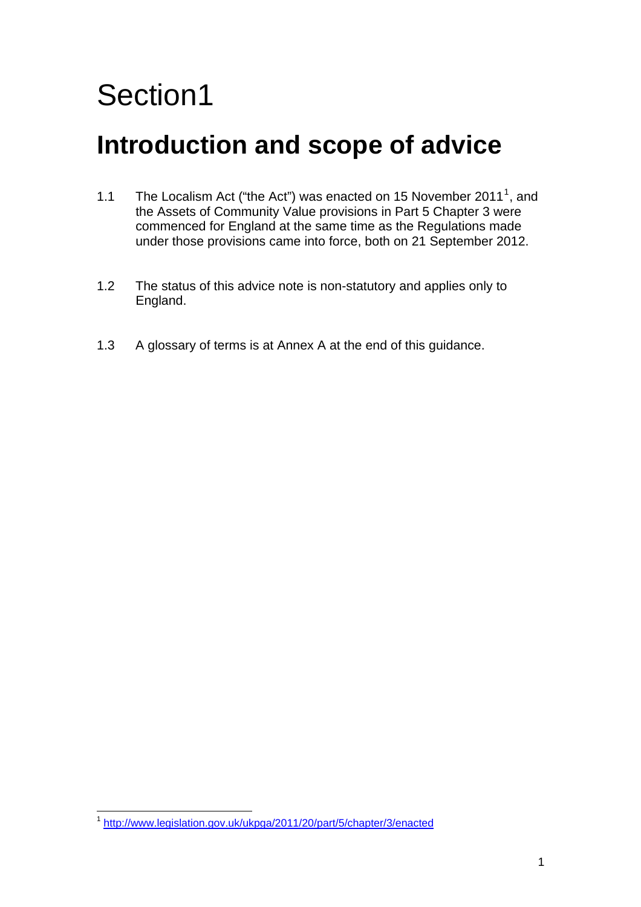# Section1

## Introduction and scope of advice

1.1 The Localism Act ("the Act") was enacted on 15 November 2011[1], and the Assets of Community Value provisions in Part 5 Chapter 3 were commenced for England at the same time as the Regulations made under those provisions came into force, both on 21 September 2012.

1.2 The status of this advice note is non-statutory and applies only to England.

1.3 A glossary of terms is at Annex A at the end of this guidance.

[1] http://www.legislation.gov.uk/ukpga/2011/20/part/5/chapter/3/enacted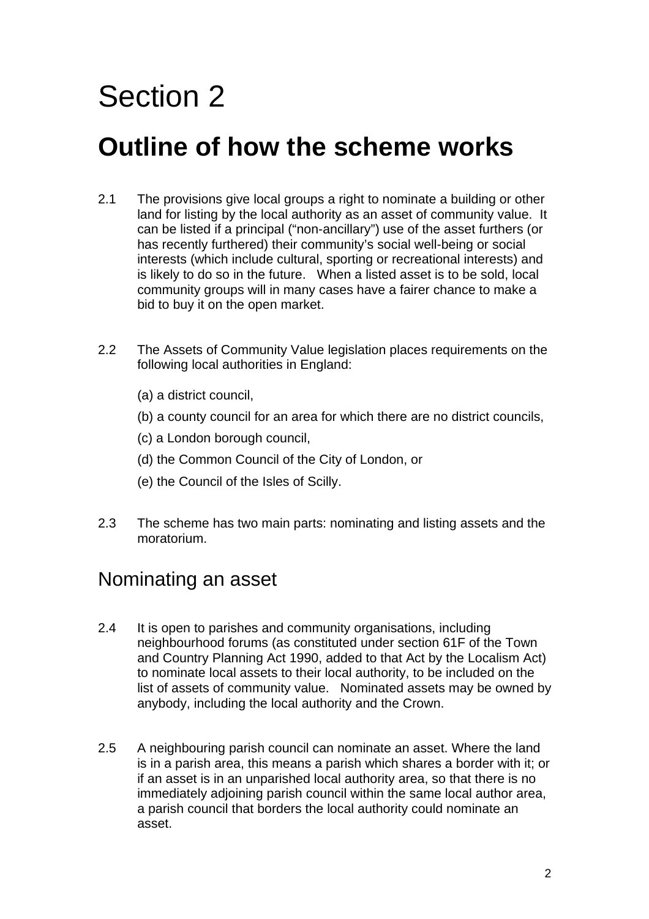# Section 2

## Outline of how the scheme works

2.1 The provisions give local groups a right to nominate a building or other land for listing by the local authority as an asset of community value. It can be listed if a principal ("non-ancillary") use of the asset furthers (or has recently furthered) their community's social well-being or social interests (which include cultural, sporting or recreational interests) and is likely to do so in the future. When a listed asset is to be sold, local community groups will in many cases have a fairer chance to make a bid to buy it on the open market.

2.2 The Assets of Community Value legislation places requirements on the following local authorities in England:

(a) a district council,

(b) a county council for an area for which there are no district councils,

(c) a London borough council,

(d) the Common Council of the City of London, or

(e) the Council of the Isles of Scilly.

2.3 The scheme has two main parts: nominating and listing assets and the moratorium.

### Nominating an asset

2.4 It is open to parishes and community organisations, including neighbourhood forums (as constituted under section 61F of the Town and Country Planning Act 1990, added to that Act by the Localism Act) to nominate local assets to their local authority, to be included on the list of assets of community value. Nominated assets may be owned by anybody, including the local authority and the Crown.

2.5 A neighbouring parish council can nominate an asset. Where the land is in a parish area, this means a parish which shares a border with it; or if an asset is in an unparished local authority area, so that there is no immediately adjoining parish council within the same local author area, a parish council that borders the local authority could nominate an asset.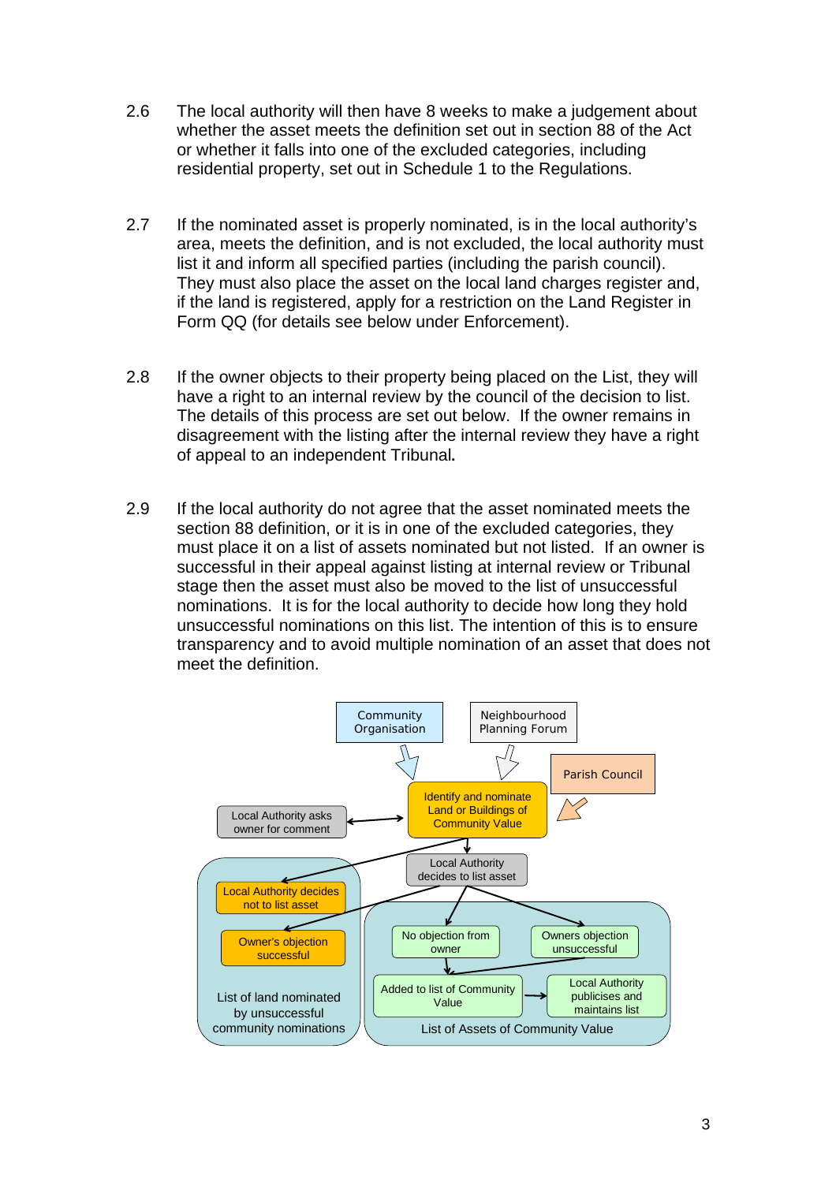2.6 The local authority will then have 8 weeks to make a judgement about whether the asset meets the definition set out in section 88 of the Act or whether it falls into one of the excluded categories, including residential property, set out in Schedule 1 to the Regulations.

2.7 If the nominated asset is properly nominated, is in the local authority's area, meets the definition, and is not excluded, the local authority must list it and inform all specified parties (including the parish council). They must also place the asset on the local land charges register and, if the land is registered, apply for a restriction on the Land Register in Form QQ (for details see below under Enforcement).

2.8 If the owner objects to their property being placed on the List, they will have a right to an internal review by the council of the decision to list. The details of this process are set out below. If the owner remains in disagreement with the listing after the internal review they have a right of appeal to an independent Tribunal**.**

2.9 If the local authority do not agree that the asset nominated meets the section 88 definition, or it is in one of the excluded categories, they must place it on a list of assets nominated but not listed. If an owner is successful in their appeal against listing at internal review or Tribunal stage then the asset must also be moved to the list of unsuccessful nominations. It is for the local authority to decide how long they hold unsuccessful nominations on this list. The intention of this is to ensure transparency and to avoid multiple nomination of an asset that does not meet the definition.

Community Organisation

Neighbourhood Planning Forum

Parish Council

Identify and nominate Land or Buildings of Community Value

Local Authority asks owner for comment

Local Authority decides to list asset

Local Authority decides not to list asset

Owner's objection successful

List of land nominated by unsuccessful community nominations

No objection from owner

Owners objection unsuccessful

Added to list of Community Value

Local Authority publicises and maintains list

List of Assets of Community Value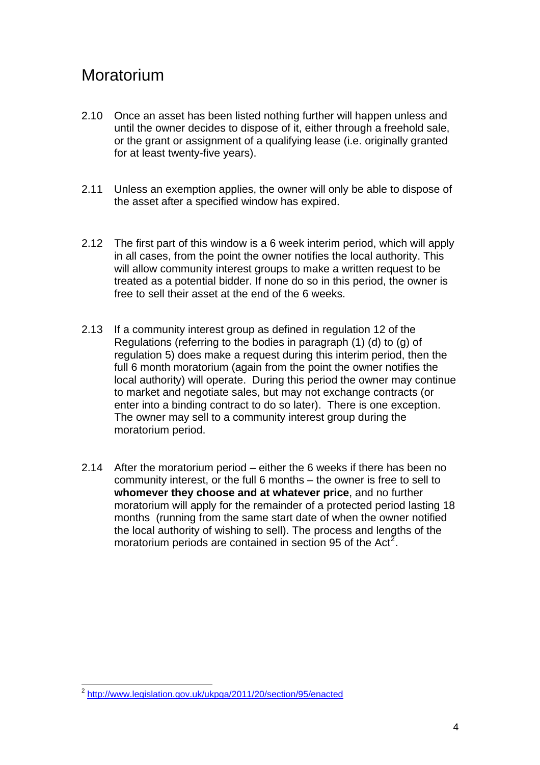## Moratorium

2.10 Once an asset has been listed nothing further will happen unless and until the owner decides to dispose of it, either through a freehold sale, or the grant or assignment of a qualifying lease (i.e. originally granted for at least twenty-five years).

2.11 Unless an exemption applies, the owner will only be able to dispose of the asset after a specified window has expired.

2.12 The first part of this window is a 6 week interim period, which will apply in all cases, from the point the owner notifies the local authority. This will allow community interest groups to make a written request to be treated as a potential bidder. If none do so in this period, the owner is free to sell their asset at the end of the 6 weeks.

2.13 If a community interest group as defined in regulation 12 of the Regulations (referring to the bodies in paragraph (1) (d) to (g) of regulation 5) does make a request during this interim period, then the full 6 month moratorium (again from the point the owner notifies the local authority) will operate. During this period the owner may continue to market and negotiate sales, but may not exchange contracts (or enter into a binding contract to do so later). There is one exception. The owner may sell to a community interest group during the moratorium period.

2.14 After the moratorium period – either the 6 weeks if there has been no community interest, or the full 6 months – the owner is free to sell to **whomever they choose and at whatever price**, and no further moratorium will apply for the remainder of a protected period lasting 18 months (running from the same start date of when the owner notified the local authority of wishing to sell). The process and lengths of the moratorium periods are contained in section 95 of the Act[2].

---

[2] http://www.legislation.gov.uk/ukpga/2011/20/section/95/enacted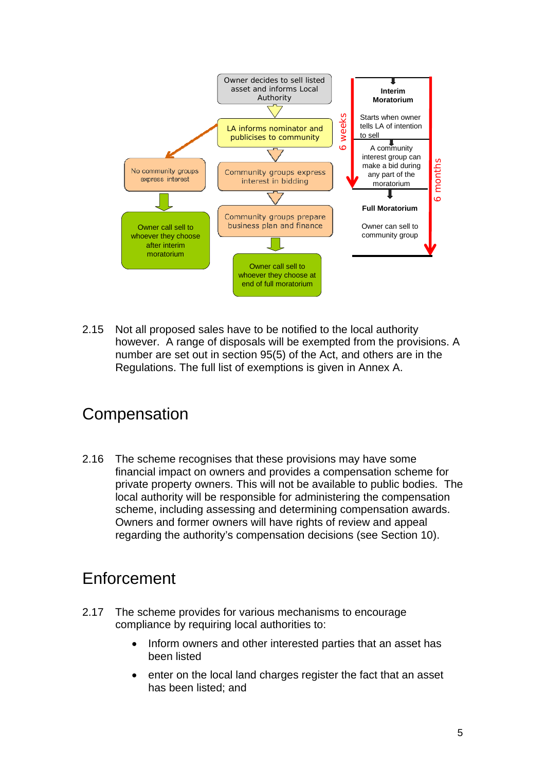Owner decides to sell listed asset and informs Local Authority

LA informs nominator and publicises to community

No community groups express interest

Owner call sell to whoever they choose after interim moratorium

Community groups express interest in bidding

Community groups prepare business plan and finance

Owner call sell to whoever they choose at end of full moratorium

6 weeks

**Interim Moratorium**

Starts when owner tells LA of intention to sell

A community interest group can make a bid during any part of the moratorium

**Full Moratorium**

Owner can sell to community group

6 months

2.15 Not all proposed sales have to be notified to the local authority however. A range of disposals will be exempted from the provisions. A number are set out in section 95(5) of the Act, and others are in the Regulations. The full list of exemptions is given in Annex A.

## Compensation

2.16 The scheme recognises that these provisions may have some financial impact on owners and provides a compensation scheme for private property owners. This will not be available to public bodies. The local authority will be responsible for administering the compensation scheme, including assessing and determining compensation awards. Owners and former owners will have rights of review and appeal regarding the authority's compensation decisions (see Section 10).

## Enforcement

2.17 The scheme provides for various mechanisms to encourage compliance by requiring local authorities to:

- Inform owners and other interested parties that an asset has been listed
- enter on the local land charges register the fact that an asset has been listed; and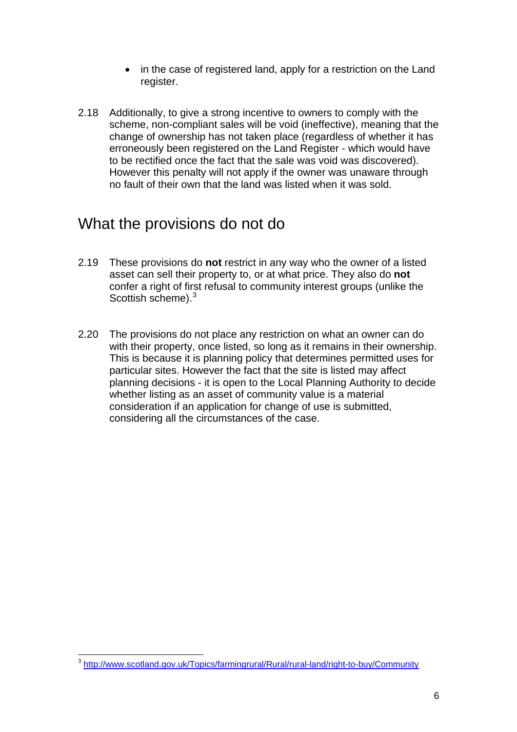- in the case of registered land, apply for a restriction on the Land register.

2.18 Additionally, to give a strong incentive to owners to comply with the scheme, non-compliant sales will be void (ineffective), meaning that the change of ownership has not taken place (regardless of whether it has erroneously been registered on the Land Register - which would have to be rectified once the fact that the sale was void was discovered). However this penalty will not apply if the owner was unaware through no fault of their own that the land was listed when it was sold.

## What the provisions do not do

2.19 These provisions do **not** restrict in any way who the owner of a listed asset can sell their property to, or at what price. They also do **not** confer a right of first refusal to community interest groups (unlike the Scottish scheme).[3]

2.20 The provisions do not place any restriction on what an owner can do with their property, once listed, so long as it remains in their ownership. This is because it is planning policy that determines permitted uses for particular sites. However the fact that the site is listed may affect planning decisions - it is open to the Local Planning Authority to decide whether listing as an asset of community value is a material consideration if an application for change of use is submitted, considering all the circumstances of the case.

---

[3] http://www.scotland.gov.uk/Topics/farmingrural/Rural/rural-land/right-to-buy/Community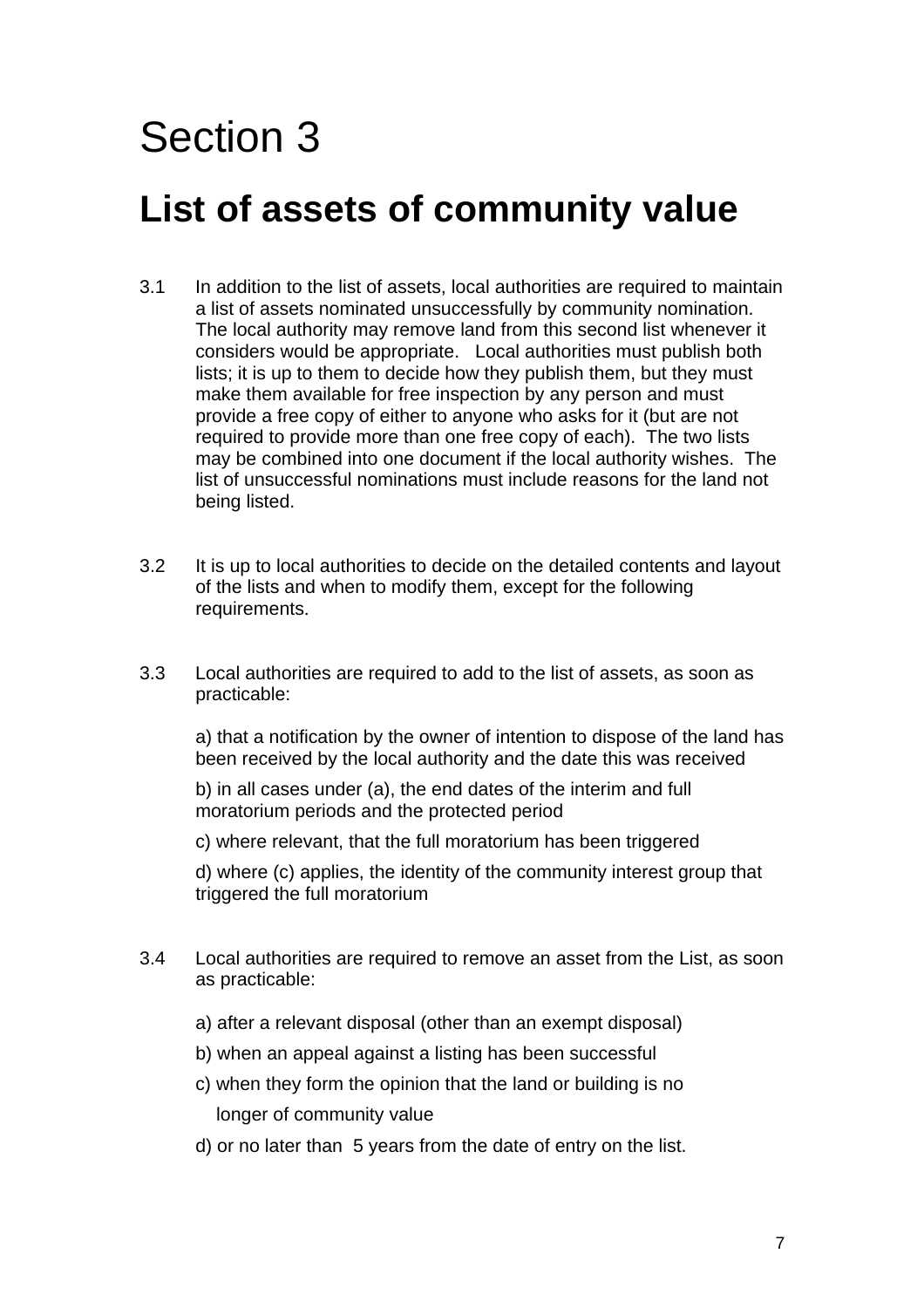# Section 3

## List of assets of community value

3.1 In addition to the list of assets, local authorities are required to maintain a list of assets nominated unsuccessfully by community nomination. The local authority may remove land from this second list whenever it considers would be appropriate. Local authorities must publish both lists; it is up to them to decide how they publish them, but they must make them available for free inspection by any person and must provide a free copy of either to anyone who asks for it (but are not required to provide more than one free copy of each). The two lists may be combined into one document if the local authority wishes. The list of unsuccessful nominations must include reasons for the land not being listed.

3.2 It is up to local authorities to decide on the detailed contents and layout of the lists and when to modify them, except for the following requirements.

3.3 Local authorities are required to add to the list of assets, as soon as practicable:

a) that a notification by the owner of intention to dispose of the land has been received by the local authority and the date this was received

b) in all cases under (a), the end dates of the interim and full moratorium periods and the protected period

c) where relevant, that the full moratorium has been triggered

d) where (c) applies, the identity of the community interest group that triggered the full moratorium

3.4 Local authorities are required to remove an asset from the List, as soon as practicable:

a) after a relevant disposal (other than an exempt disposal)

b) when an appeal against a listing has been successful

c) when they form the opinion that the land or building is no longer of community value

d) or no later than 5 years from the date of entry on the list.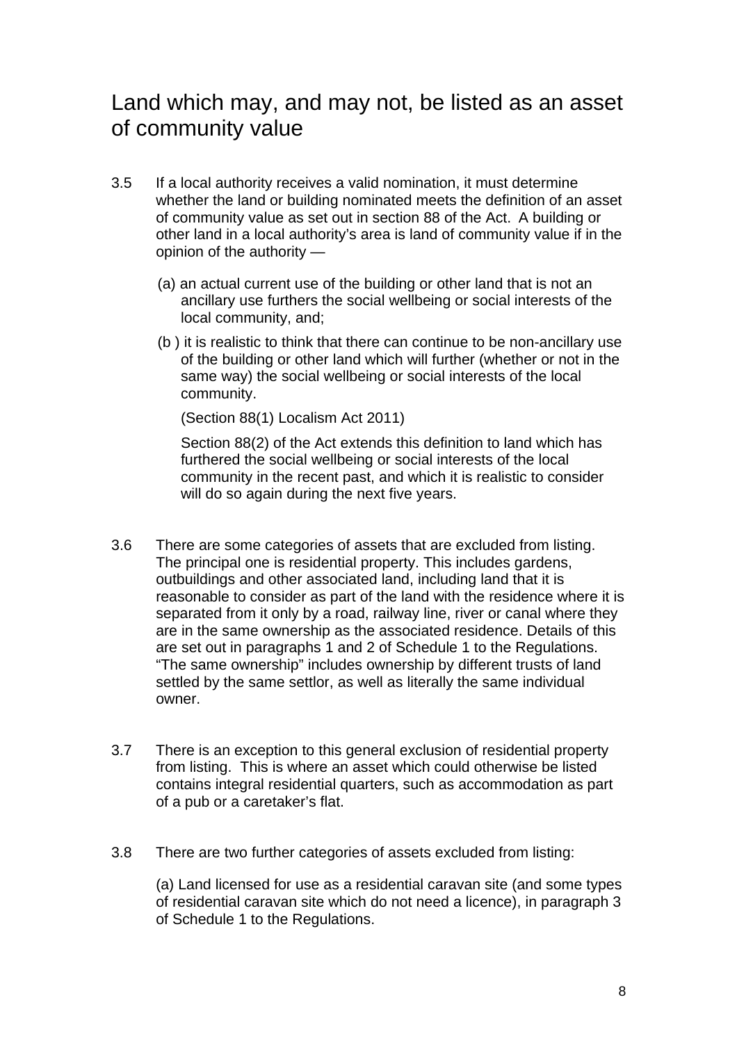## Land which may, and may not, be listed as an asset of community value

3.5 If a local authority receives a valid nomination, it must determine whether the land or building nominated meets the definition of an asset of community value as set out in section 88 of the Act. A building or other land in a local authority's area is land of community value if in the opinion of the authority —

(a) an actual current use of the building or other land that is not an ancillary use furthers the social wellbeing or social interests of the local community, and;

(b ) it is realistic to think that there can continue to be non-ancillary use of the building or other land which will further (whether or not in the same way) the social wellbeing or social interests of the local community.

(Section 88(1) Localism Act 2011)

Section 88(2) of the Act extends this definition to land which has furthered the social wellbeing or social interests of the local community in the recent past, and which it is realistic to consider will do so again during the next five years.

3.6 There are some categories of assets that are excluded from listing. The principal one is residential property. This includes gardens, outbuildings and other associated land, including land that it is reasonable to consider as part of the land with the residence where it is separated from it only by a road, railway line, river or canal where they are in the same ownership as the associated residence. Details of this are set out in paragraphs 1 and 2 of Schedule 1 to the Regulations. "The same ownership" includes ownership by different trusts of land settled by the same settlor, as well as literally the same individual owner.

3.7 There is an exception to this general exclusion of residential property from listing. This is where an asset which could otherwise be listed contains integral residential quarters, such as accommodation as part of a pub or a caretaker's flat.

3.8 There are two further categories of assets excluded from listing:

(a) Land licensed for use as a residential caravan site (and some types of residential caravan site which do not need a licence), in paragraph 3 of Schedule 1 to the Regulations.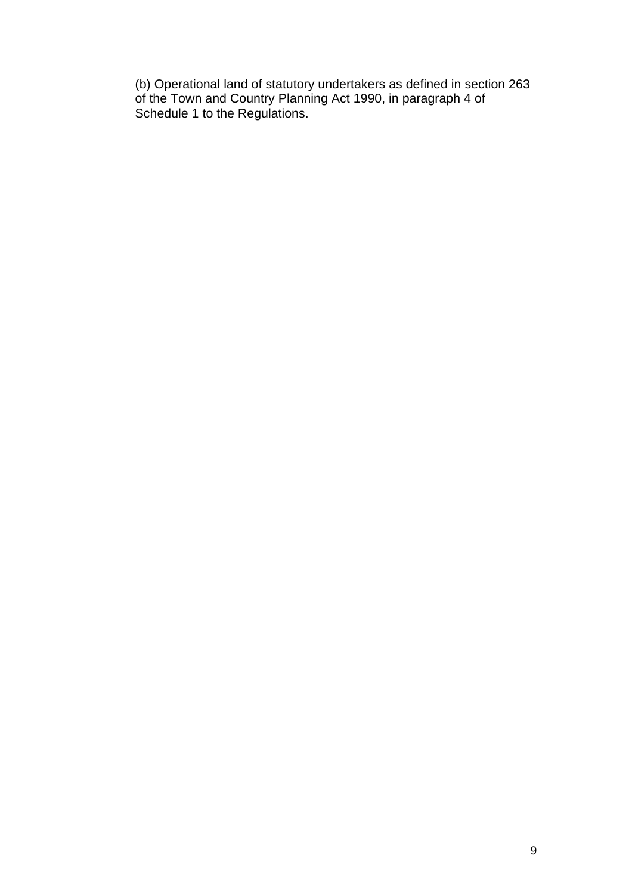(b) Operational land of statutory undertakers as defined in section 263 of the Town and Country Planning Act 1990, in paragraph 4 of Schedule 1 to the Regulations.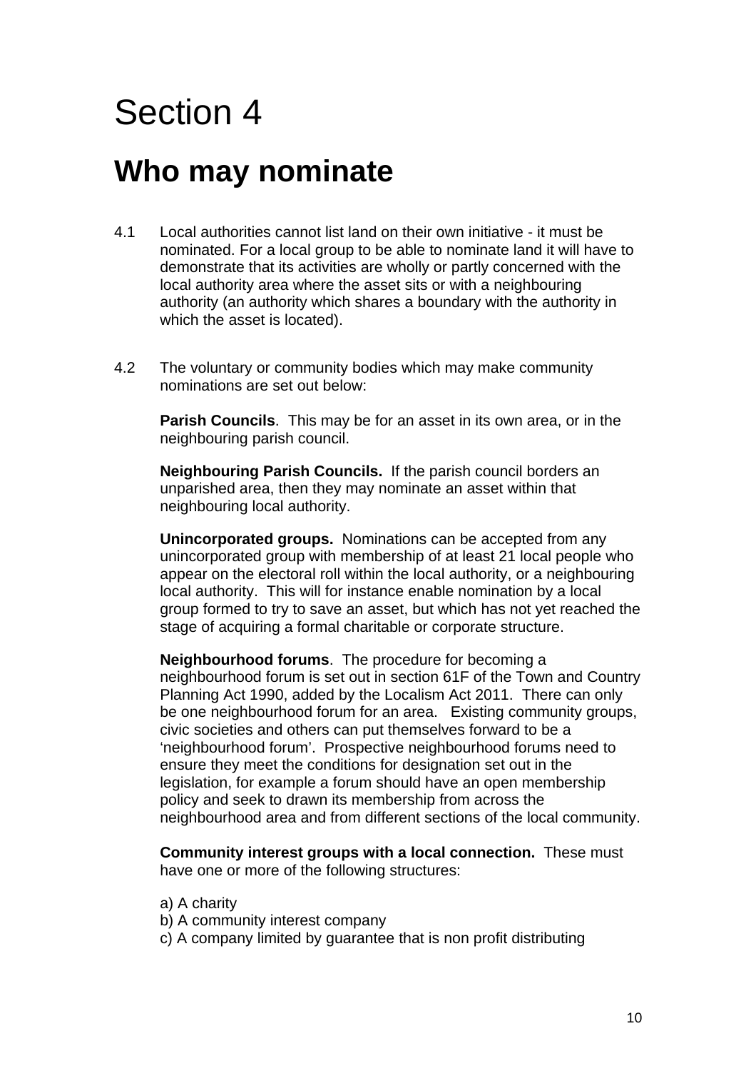# Section 4

## Who may nominate

4.1 Local authorities cannot list land on their own initiative - it must be nominated. For a local group to be able to nominate land it will have to demonstrate that its activities are wholly or partly concerned with the local authority area where the asset sits or with a neighbouring authority (an authority which shares a boundary with the authority in which the asset is located).

4.2 The voluntary or community bodies which may make community nominations are set out below:

**Parish Councils**. This may be for an asset in its own area, or in the neighbouring parish council.

**Neighbouring Parish Councils.** If the parish council borders an unparished area, then they may nominate an asset within that neighbouring local authority.

**Unincorporated groups.** Nominations can be accepted from any unincorporated group with membership of at least 21 local people who appear on the electoral roll within the local authority, or a neighbouring local authority. This will for instance enable nomination by a local group formed to try to save an asset, but which has not yet reached the stage of acquiring a formal charitable or corporate structure.

**Neighbourhood forums**. The procedure for becoming a neighbourhood forum is set out in section 61F of the Town and Country Planning Act 1990, added by the Localism Act 2011. There can only be one neighbourhood forum for an area. Existing community groups, civic societies and others can put themselves forward to be a 'neighbourhood forum'. Prospective neighbourhood forums need to ensure they meet the conditions for designation set out in the legislation, for example a forum should have an open membership policy and seek to drawn its membership from across the neighbourhood area and from different sections of the local community.

**Community interest groups with a local connection.** These must have one or more of the following structures:

a) A charity
b) A community interest company
c) A company limited by guarantee that is non profit distributing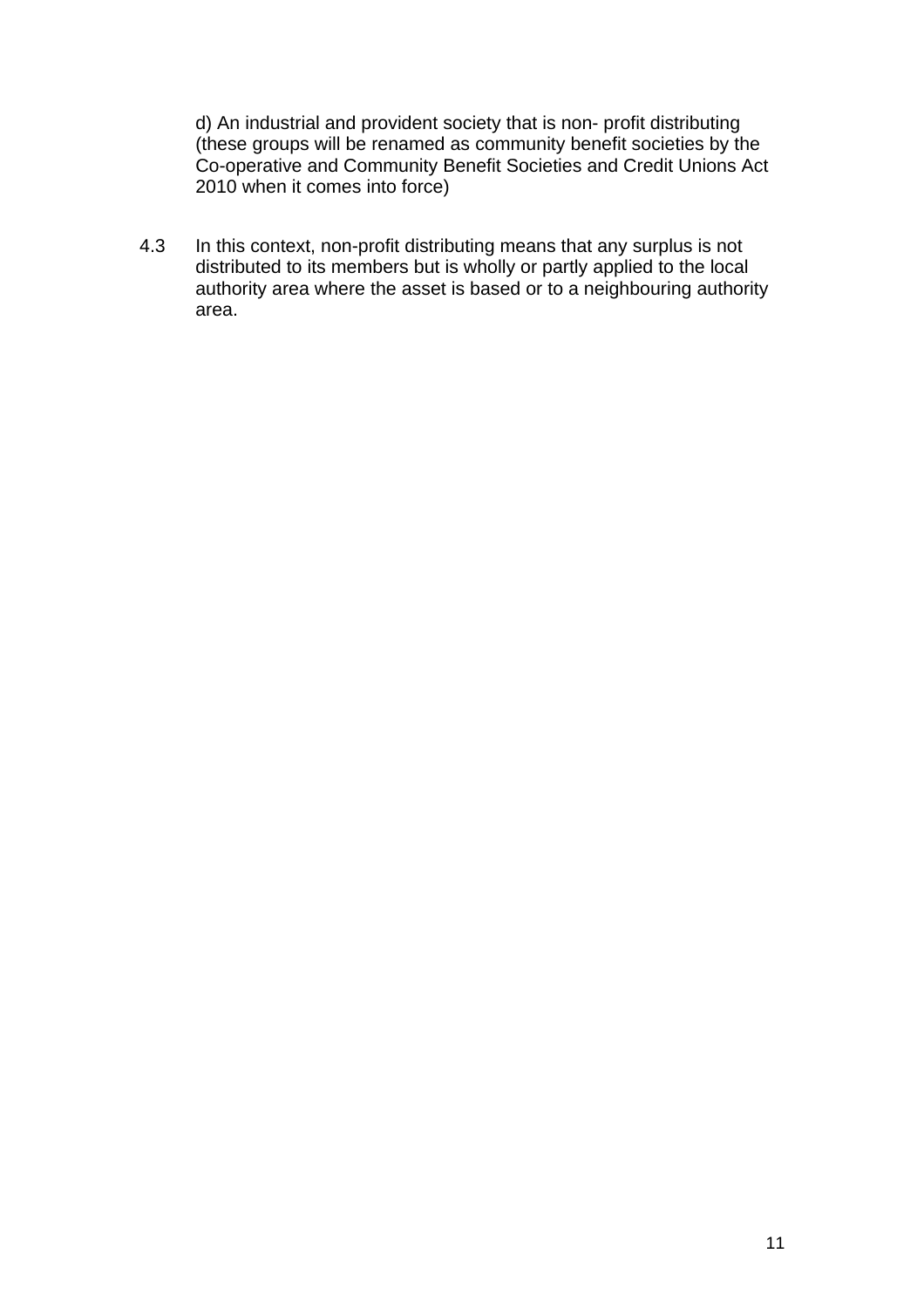d) An industrial and provident society that is non- profit distributing (these groups will be renamed as community benefit societies by the Co-operative and Community Benefit Societies and Credit Unions Act 2010 when it comes into force)

4.3 In this context, non-profit distributing means that any surplus is not distributed to its members but is wholly or partly applied to the local authority area where the asset is based or to a neighbouring authority area.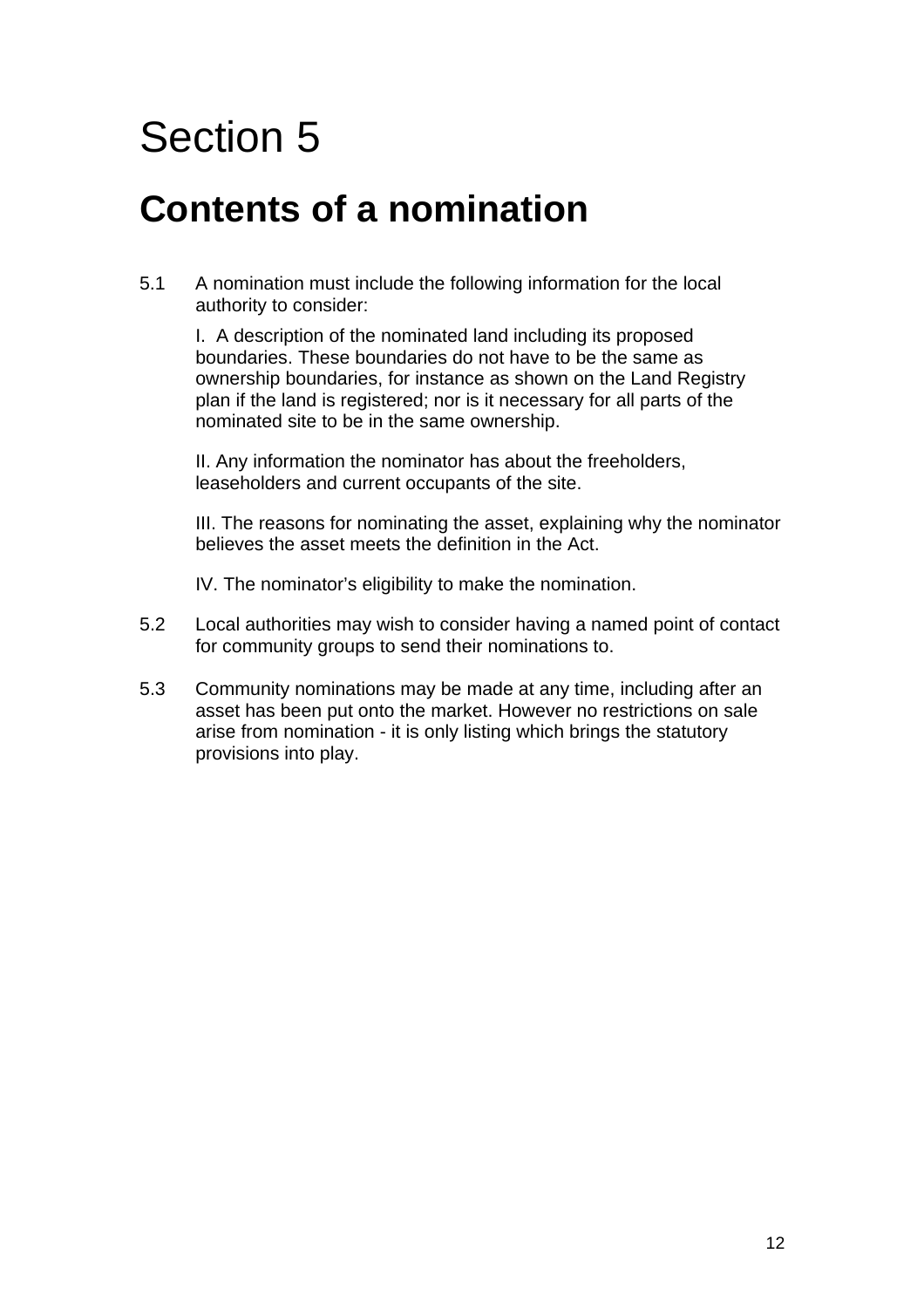# Section 5

## Contents of a nomination

5.1 A nomination must include the following information for the local authority to consider:

I. A description of the nominated land including its proposed boundaries. These boundaries do not have to be the same as ownership boundaries, for instance as shown on the Land Registry plan if the land is registered; nor is it necessary for all parts of the nominated site to be in the same ownership.

II. Any information the nominator has about the freeholders, leaseholders and current occupants of the site.

III. The reasons for nominating the asset, explaining why the nominator believes the asset meets the definition in the Act.

IV. The nominator's eligibility to make the nomination.

5.2 Local authorities may wish to consider having a named point of contact for community groups to send their nominations to.

5.3 Community nominations may be made at any time, including after an asset has been put onto the market. However no restrictions on sale arise from nomination - it is only listing which brings the statutory provisions into play.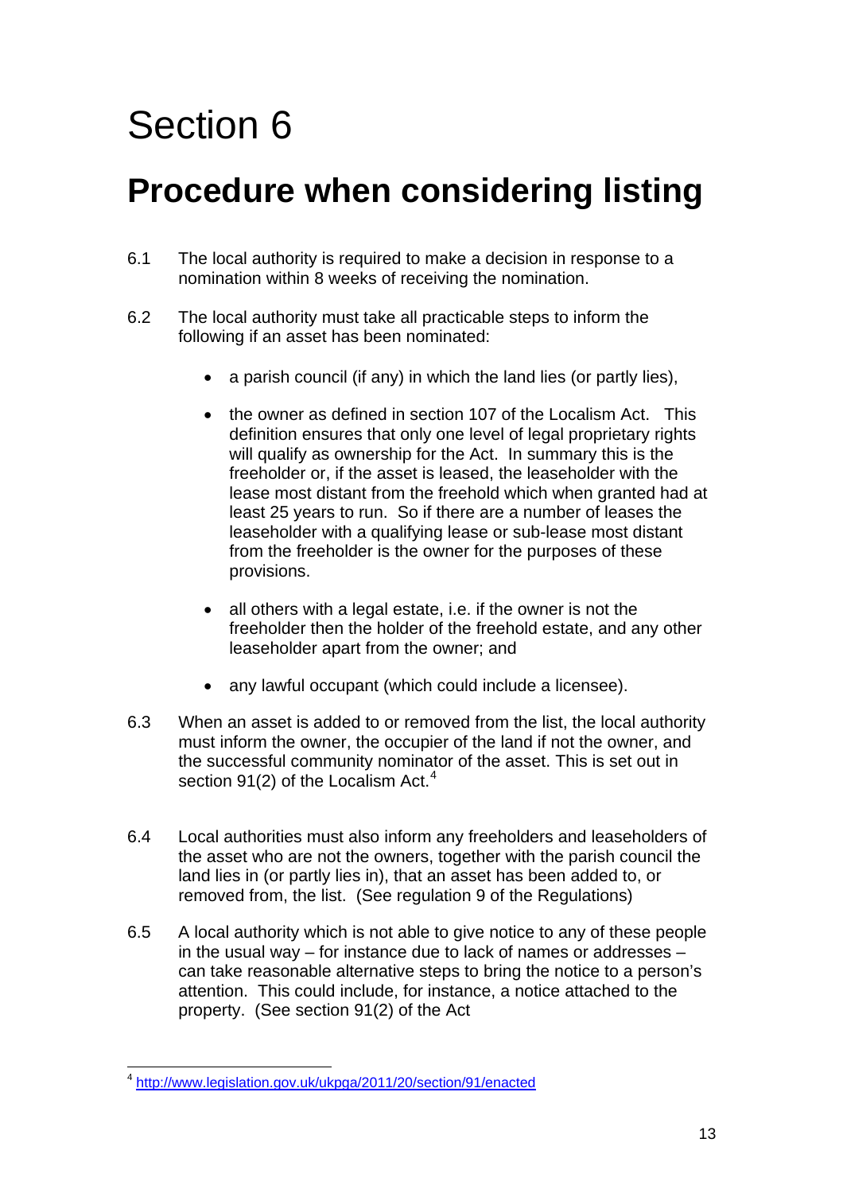# Section 6

## Procedure when considering listing

6.1 The local authority is required to make a decision in response to a nomination within 8 weeks of receiving the nomination.

6.2 The local authority must take all practicable steps to inform the following if an asset has been nominated:

- a parish council (if any) in which the land lies (or partly lies),
- the owner as defined in section 107 of the Localism Act. This definition ensures that only one level of legal proprietary rights will qualify as ownership for the Act. In summary this is the freeholder or, if the asset is leased, the leaseholder with the lease most distant from the freehold which when granted had at least 25 years to run. So if there are a number of leases the leaseholder with a qualifying lease or sub-lease most distant from the freeholder is the owner for the purposes of these provisions.
- all others with a legal estate, i.e. if the owner is not the freeholder then the holder of the freehold estate, and any other leaseholder apart from the owner; and
- any lawful occupant (which could include a licensee).

6.3 When an asset is added to or removed from the list, the local authority must inform the owner, the occupier of the land if not the owner, and the successful community nominator of the asset. This is set out in section 91(2) of the Localism Act.[4]

6.4 Local authorities must also inform any freeholders and leaseholders of the asset who are not the owners, together with the parish council the land lies in (or partly lies in), that an asset has been added to, or removed from, the list. (See regulation 9 of the Regulations)

6.5 A local authority which is not able to give notice to any of these people in the usual way – for instance due to lack of names or addresses – can take reasonable alternative steps to bring the notice to a person's attention. This could include, for instance, a notice attached to the property. (See section 91(2) of the Act

[4] http://www.legislation.gov.uk/ukpga/2011/20/section/91/enacted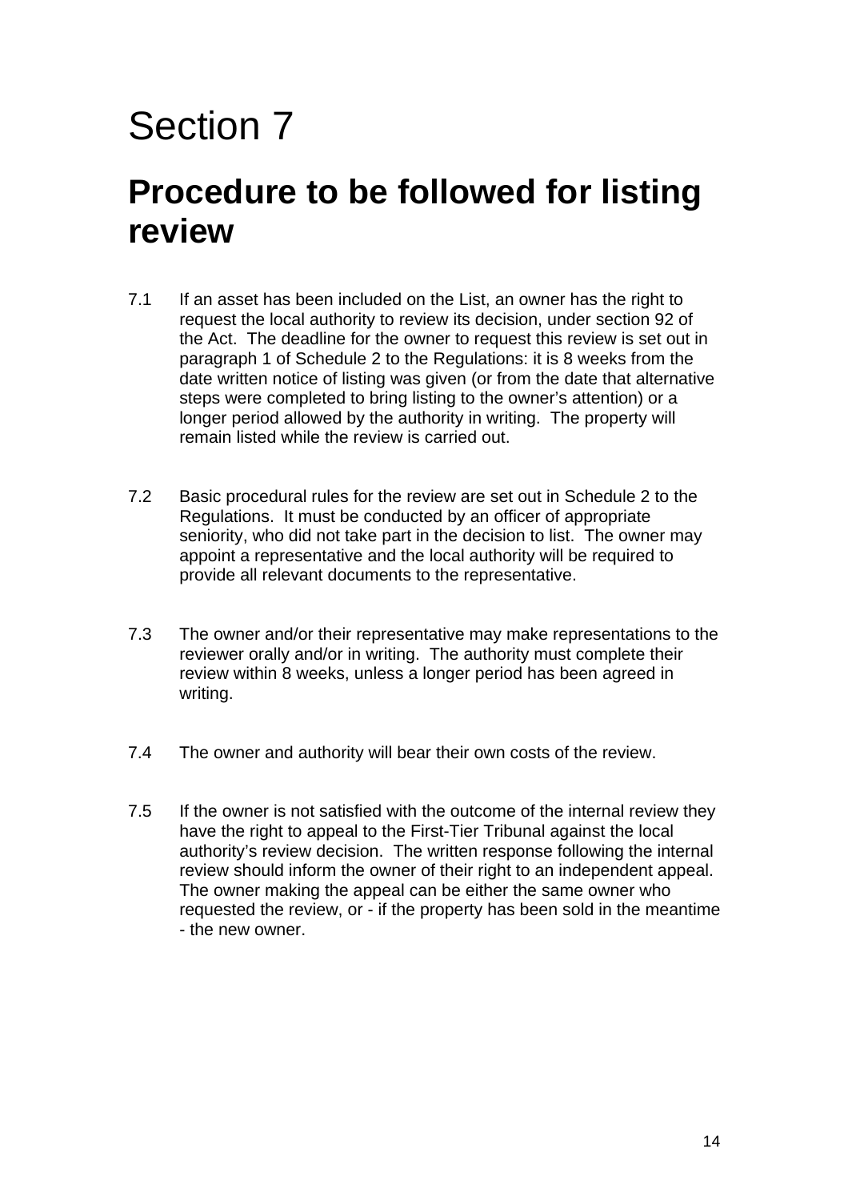# Section 7

## Procedure to be followed for listing review

7.1 If an asset has been included on the List, an owner has the right to request the local authority to review its decision, under section 92 of the Act. The deadline for the owner to request this review is set out in paragraph 1 of Schedule 2 to the Regulations: it is 8 weeks from the date written notice of listing was given (or from the date that alternative steps were completed to bring listing to the owner's attention) or a longer period allowed by the authority in writing. The property will remain listed while the review is carried out.

7.2 Basic procedural rules for the review are set out in Schedule 2 to the Regulations. It must be conducted by an officer of appropriate seniority, who did not take part in the decision to list. The owner may appoint a representative and the local authority will be required to provide all relevant documents to the representative.

7.3 The owner and/or their representative may make representations to the reviewer orally and/or in writing. The authority must complete their review within 8 weeks, unless a longer period has been agreed in writing.

7.4 The owner and authority will bear their own costs of the review.

7.5 If the owner is not satisfied with the outcome of the internal review they have the right to appeal to the First-Tier Tribunal against the local authority's review decision. The written response following the internal review should inform the owner of their right to an independent appeal. The owner making the appeal can be either the same owner who requested the review, or - if the property has been sold in the meantime - the new owner.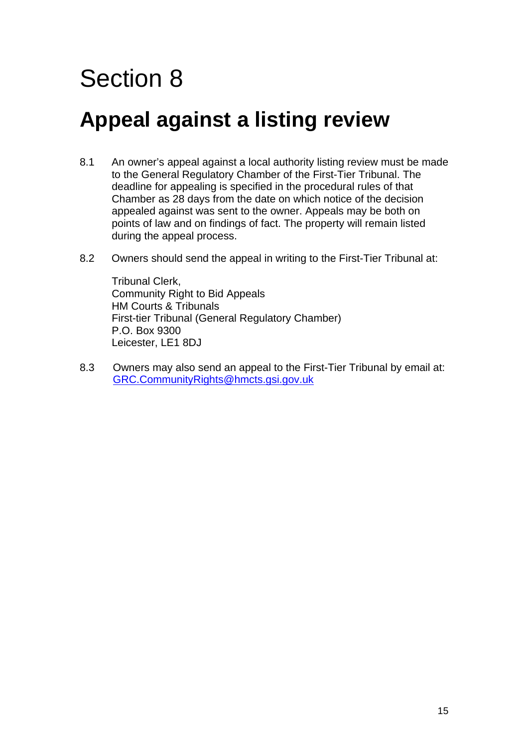# Section 8

## Appeal against a listing review

8.1 An owner's appeal against a local authority listing review must be made to the General Regulatory Chamber of the First-Tier Tribunal. The deadline for appealing is specified in the procedural rules of that Chamber as 28 days from the date on which notice of the decision appealed against was sent to the owner. Appeals may be both on points of law and on findings of fact. The property will remain listed during the appeal process.

8.2 Owners should send the appeal in writing to the First-Tier Tribunal at:

Tribunal Clerk,
Community Right to Bid Appeals
HM Courts & Tribunals
First-tier Tribunal (General Regulatory Chamber)
P.O. Box 9300
Leicester, LE1 8DJ

8.3 Owners may also send an appeal to the First-Tier Tribunal by email at: GRC.CommunityRights@hmcts.gsi.gov.uk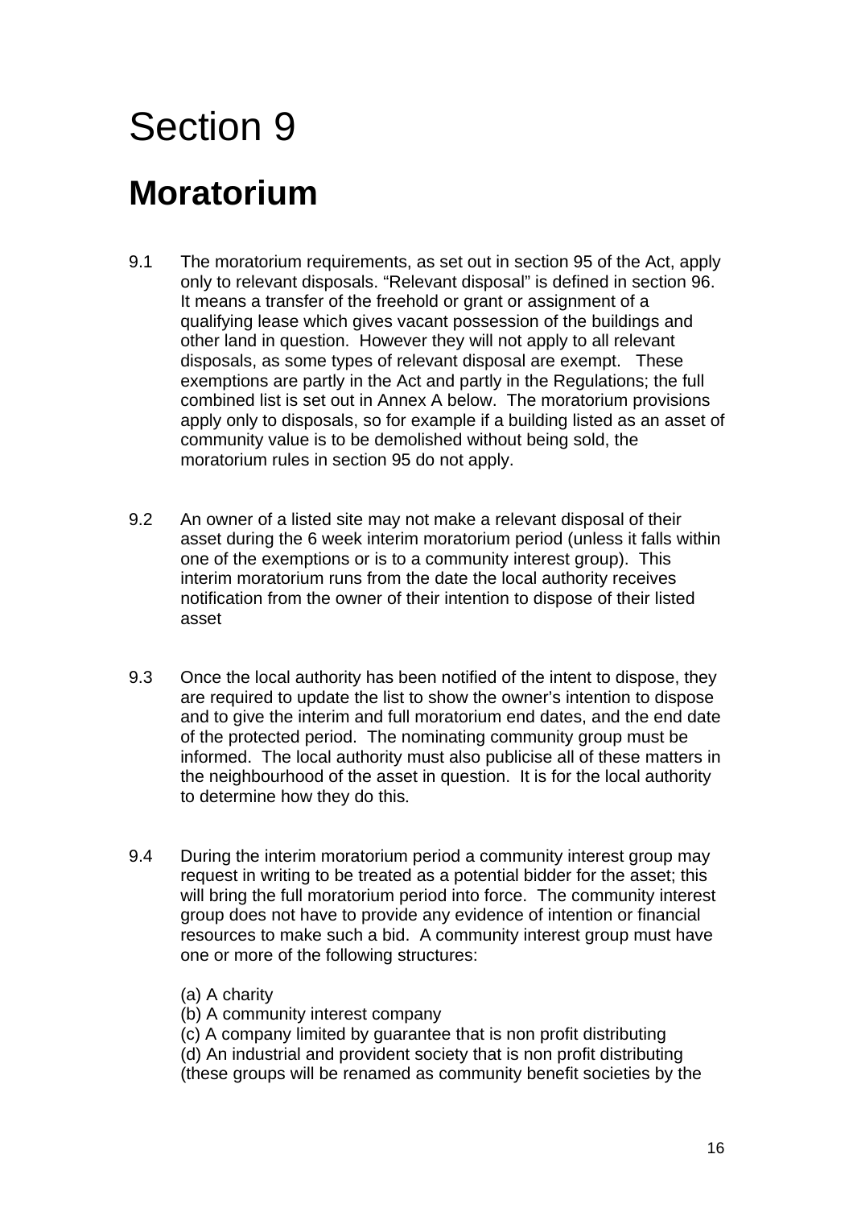# Section 9

## Moratorium

9.1 The moratorium requirements, as set out in section 95 of the Act, apply only to relevant disposals. "Relevant disposal" is defined in section 96. It means a transfer of the freehold or grant or assignment of a qualifying lease which gives vacant possession of the buildings and other land in question. However they will not apply to all relevant disposals, as some types of relevant disposal are exempt. These exemptions are partly in the Act and partly in the Regulations; the full combined list is set out in Annex A below. The moratorium provisions apply only to disposals, so for example if a building listed as an asset of community value is to be demolished without being sold, the moratorium rules in section 95 do not apply.

9.2 An owner of a listed site may not make a relevant disposal of their asset during the 6 week interim moratorium period (unless it falls within one of the exemptions or is to a community interest group). This interim moratorium runs from the date the local authority receives notification from the owner of their intention to dispose of their listed asset

9.3 Once the local authority has been notified of the intent to dispose, they are required to update the list to show the owner's intention to dispose and to give the interim and full moratorium end dates, and the end date of the protected period. The nominating community group must be informed. The local authority must also publicise all of these matters in the neighbourhood of the asset in question. It is for the local authority to determine how they do this.

9.4 During the interim moratorium period a community interest group may request in writing to be treated as a potential bidder for the asset; this will bring the full moratorium period into force. The community interest group does not have to provide any evidence of intention or financial resources to make such a bid. A community interest group must have one or more of the following structures:

(a) A charity
(b) A community interest company
(c) A company limited by guarantee that is non profit distributing
(d) An industrial and provident society that is non profit distributing (these groups will be renamed as community benefit societies by the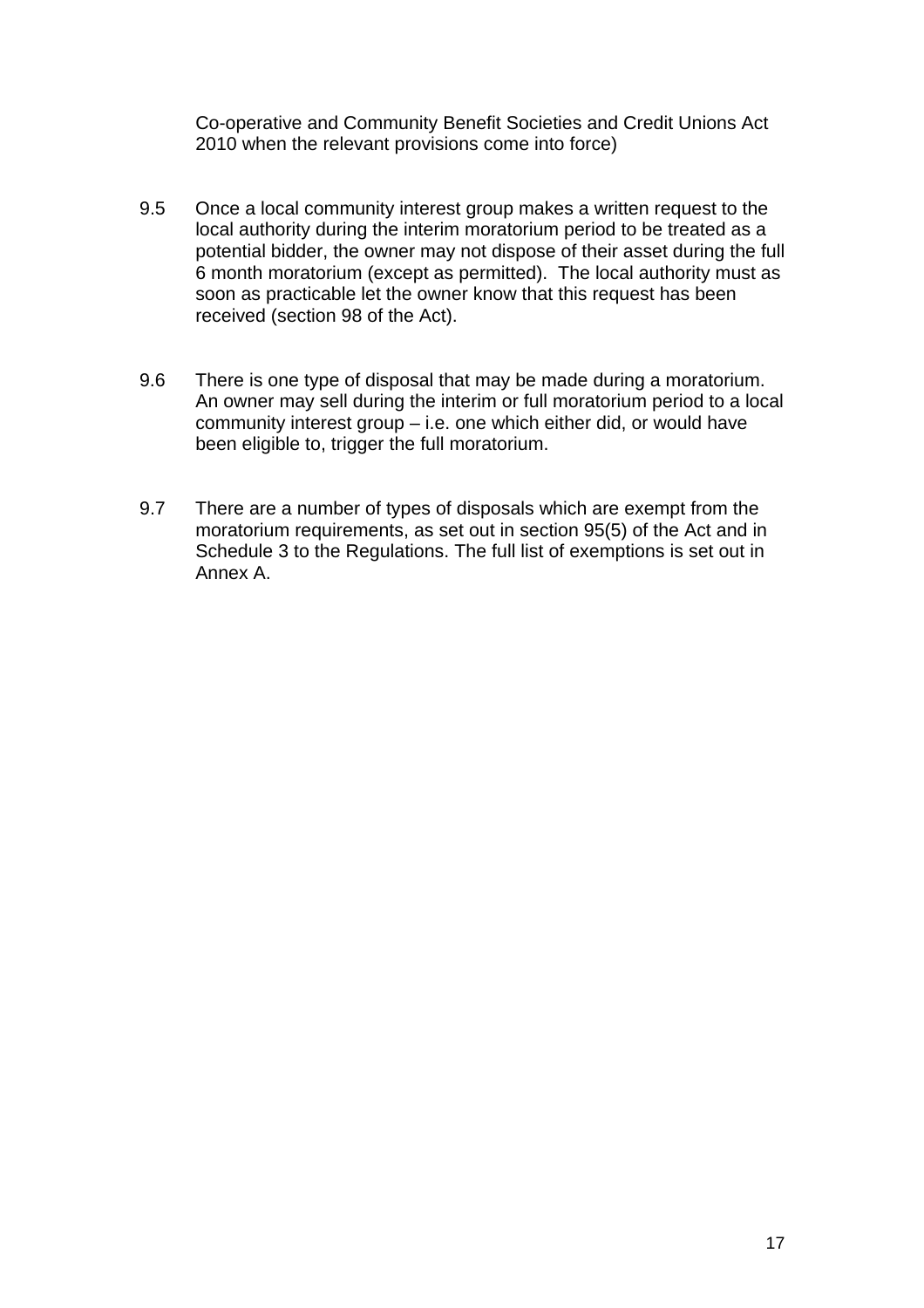Co-operative and Community Benefit Societies and Credit Unions Act 2010 when the relevant provisions come into force)

9.5 Once a local community interest group makes a written request to the local authority during the interim moratorium period to be treated as a potential bidder, the owner may not dispose of their asset during the full 6 month moratorium (except as permitted). The local authority must as soon as practicable let the owner know that this request has been received (section 98 of the Act).

9.6 There is one type of disposal that may be made during a moratorium. An owner may sell during the interim or full moratorium period to a local community interest group – i.e. one which either did, or would have been eligible to, trigger the full moratorium.

9.7 There are a number of types of disposals which are exempt from the moratorium requirements, as set out in section 95(5) of the Act and in Schedule 3 to the Regulations. The full list of exemptions is set out in Annex A.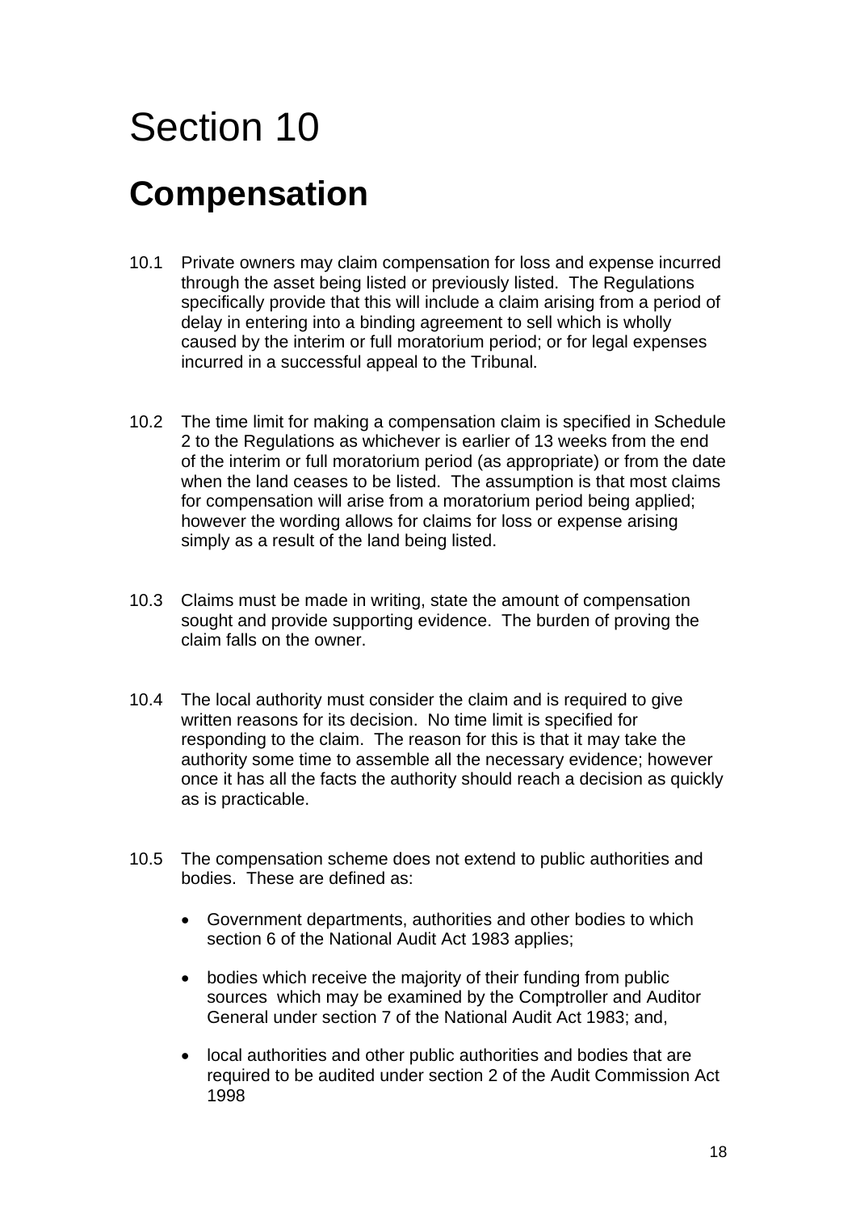# Section 10

## Compensation

10.1 Private owners may claim compensation for loss and expense incurred through the asset being listed or previously listed. The Regulations specifically provide that this will include a claim arising from a period of delay in entering into a binding agreement to sell which is wholly caused by the interim or full moratorium period; or for legal expenses incurred in a successful appeal to the Tribunal.

10.2 The time limit for making a compensation claim is specified in Schedule 2 to the Regulations as whichever is earlier of 13 weeks from the end of the interim or full moratorium period (as appropriate) or from the date when the land ceases to be listed. The assumption is that most claims for compensation will arise from a moratorium period being applied; however the wording allows for claims for loss or expense arising simply as a result of the land being listed.

10.3 Claims must be made in writing, state the amount of compensation sought and provide supporting evidence. The burden of proving the claim falls on the owner.

10.4 The local authority must consider the claim and is required to give written reasons for its decision. No time limit is specified for responding to the claim. The reason for this is that it may take the authority some time to assemble all the necessary evidence; however once it has all the facts the authority should reach a decision as quickly as is practicable.

10.5 The compensation scheme does not extend to public authorities and bodies. These are defined as:

- Government departments, authorities and other bodies to which section 6 of the National Audit Act 1983 applies;
- bodies which receive the majority of their funding from public sources which may be examined by the Comptroller and Auditor General under section 7 of the National Audit Act 1983; and,
- local authorities and other public authorities and bodies that are required to be audited under section 2 of the Audit Commission Act 1998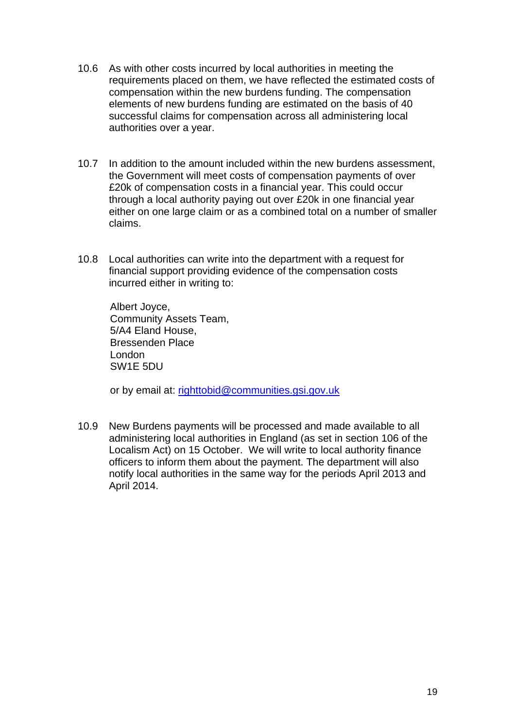10.6 As with other costs incurred by local authorities in meeting the requirements placed on them, we have reflected the estimated costs of compensation within the new burdens funding. The compensation elements of new burdens funding are estimated on the basis of 40 successful claims for compensation across all administering local authorities over a year.

10.7 In addition to the amount included within the new burdens assessment, the Government will meet costs of compensation payments of over £20k of compensation costs in a financial year. This could occur through a local authority paying out over £20k in one financial year either on one large claim or as a combined total on a number of smaller claims.

10.8 Local authorities can write into the department with a request for financial support providing evidence of the compensation costs incurred either in writing to:

Albert Joyce,
Community Assets Team,
5/A4 Eland House,
Bressenden Place
London
SW1E 5DU

or by email at: [righttobid@communities.gsi.gov.uk](mailto:righttobid@communities.gsi.gov.uk)

10.9 New Burdens payments will be processed and made available to all administering local authorities in England (as set in section 106 of the Localism Act) on 15 October. We will write to local authority finance officers to inform them about the payment. The department will also notify local authorities in the same way for the periods April 2013 and April 2014.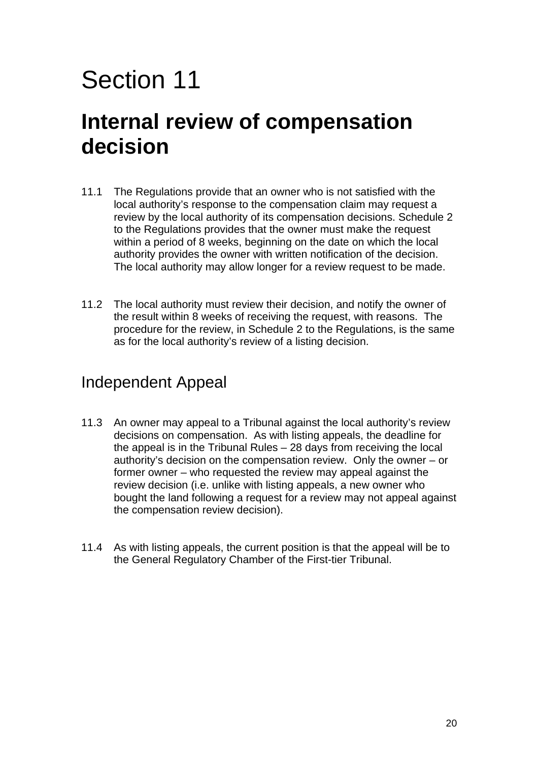# Section 11

## Internal review of compensation decision

11.1 The Regulations provide that an owner who is not satisfied with the local authority's response to the compensation claim may request a review by the local authority of its compensation decisions. Schedule 2 to the Regulations provides that the owner must make the request within a period of 8 weeks, beginning on the date on which the local authority provides the owner with written notification of the decision. The local authority may allow longer for a review request to be made.

11.2 The local authority must review their decision, and notify the owner of the result within 8 weeks of receiving the request, with reasons. The procedure for the review, in Schedule 2 to the Regulations, is the same as for the local authority's review of a listing decision.

### Independent Appeal

11.3 An owner may appeal to a Tribunal against the local authority's review decisions on compensation. As with listing appeals, the deadline for the appeal is in the Tribunal Rules – 28 days from receiving the local authority's decision on the compensation review. Only the owner – or former owner – who requested the review may appeal against the review decision (i.e. unlike with listing appeals, a new owner who bought the land following a request for a review may not appeal against the compensation review decision).

11.4 As with listing appeals, the current position is that the appeal will be to the General Regulatory Chamber of the First-tier Tribunal.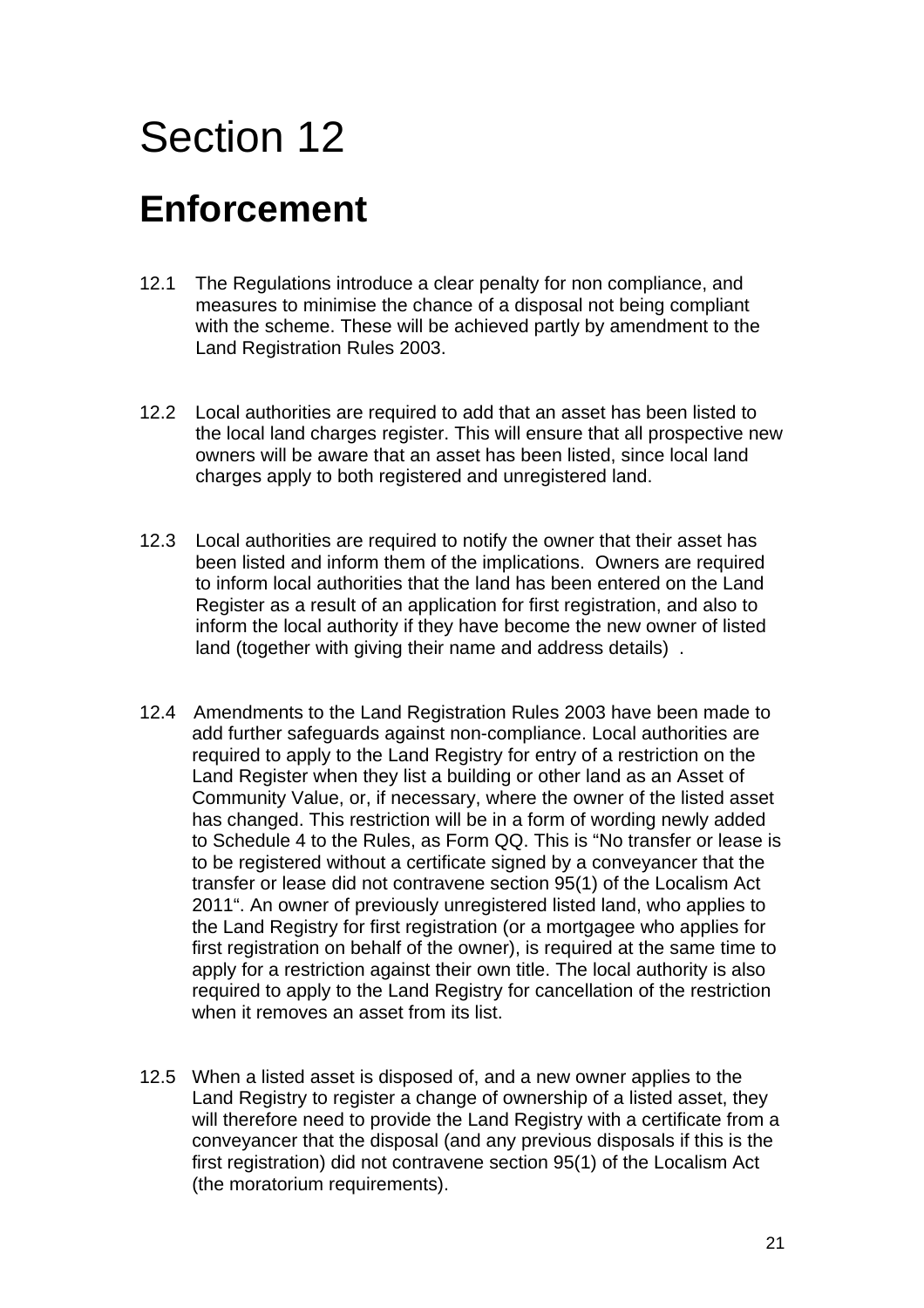# Section 12

## Enforcement

12.1 The Regulations introduce a clear penalty for non compliance, and measures to minimise the chance of a disposal not being compliant with the scheme. These will be achieved partly by amendment to the Land Registration Rules 2003.

12.2 Local authorities are required to add that an asset has been listed to the local land charges register. This will ensure that all prospective new owners will be aware that an asset has been listed, since local land charges apply to both registered and unregistered land.

12.3 Local authorities are required to notify the owner that their asset has been listed and inform them of the implications. Owners are required to inform local authorities that the land has been entered on the Land Register as a result of an application for first registration, and also to inform the local authority if they have become the new owner of listed land (together with giving their name and address details) .

12.4 Amendments to the Land Registration Rules 2003 have been made to add further safeguards against non-compliance. Local authorities are required to apply to the Land Registry for entry of a restriction on the Land Register when they list a building or other land as an Asset of Community Value, or, if necessary, where the owner of the listed asset has changed. This restriction will be in a form of wording newly added to Schedule 4 to the Rules, as Form QQ. This is "No transfer or lease is to be registered without a certificate signed by a conveyancer that the transfer or lease did not contravene section 95(1) of the Localism Act 2011". An owner of previously unregistered listed land, who applies to the Land Registry for first registration (or a mortgagee who applies for first registration on behalf of the owner), is required at the same time to apply for a restriction against their own title. The local authority is also required to apply to the Land Registry for cancellation of the restriction when it removes an asset from its list.

12.5 When a listed asset is disposed of, and a new owner applies to the Land Registry to register a change of ownership of a listed asset, they will therefore need to provide the Land Registry with a certificate from a conveyancer that the disposal (and any previous disposals if this is the first registration) did not contravene section 95(1) of the Localism Act (the moratorium requirements).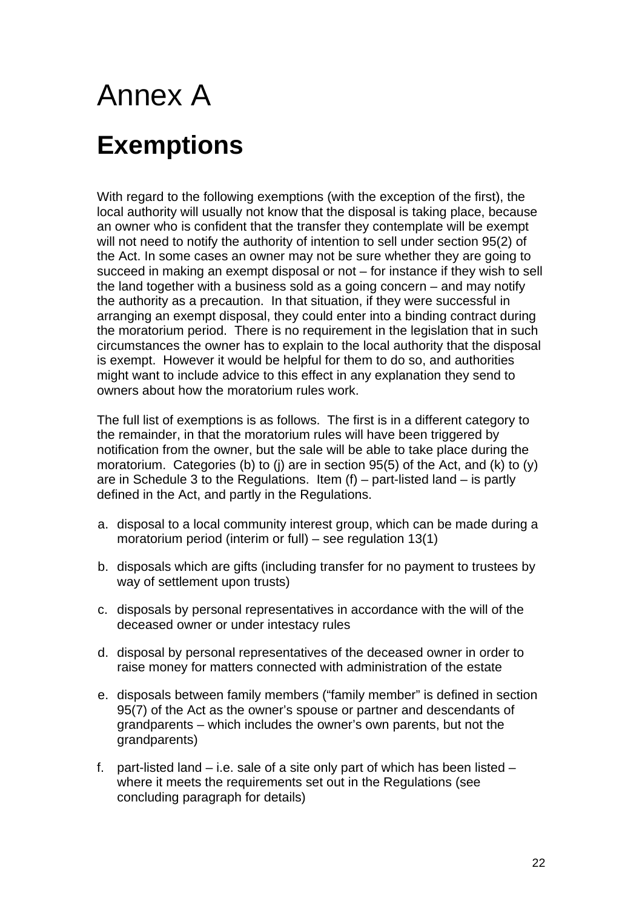# Annex A

## Exemptions

With regard to the following exemptions (with the exception of the first), the local authority will usually not know that the disposal is taking place, because an owner who is confident that the transfer they contemplate will be exempt will not need to notify the authority of intention to sell under section 95(2) of the Act. In some cases an owner may not be sure whether they are going to succeed in making an exempt disposal or not – for instance if they wish to sell the land together with a business sold as a going concern – and may notify the authority as a precaution. In that situation, if they were successful in arranging an exempt disposal, they could enter into a binding contract during the moratorium period. There is no requirement in the legislation that in such circumstances the owner has to explain to the local authority that the disposal is exempt. However it would be helpful for them to do so, and authorities might want to include advice to this effect in any explanation they send to owners about how the moratorium rules work.

The full list of exemptions is as follows. The first is in a different category to the remainder, in that the moratorium rules will have been triggered by notification from the owner, but the sale will be able to take place during the moratorium. Categories (b) to (j) are in section 95(5) of the Act, and (k) to (y) are in Schedule 3 to the Regulations. Item (f) – part-listed land – is partly defined in the Act, and partly in the Regulations.

a. disposal to a local community interest group, which can be made during a moratorium period (interim or full) – see regulation 13(1)

b. disposals which are gifts (including transfer for no payment to trustees by way of settlement upon trusts)

c. disposals by personal representatives in accordance with the will of the deceased owner or under intestacy rules

d. disposal by personal representatives of the deceased owner in order to raise money for matters connected with administration of the estate

e. disposals between family members ("family member" is defined in section 95(7) of the Act as the owner's spouse or partner and descendants of grandparents – which includes the owner's own parents, but not the grandparents)

f. part-listed land – i.e. sale of a site only part of which has been listed – where it meets the requirements set out in the Regulations (see concluding paragraph for details)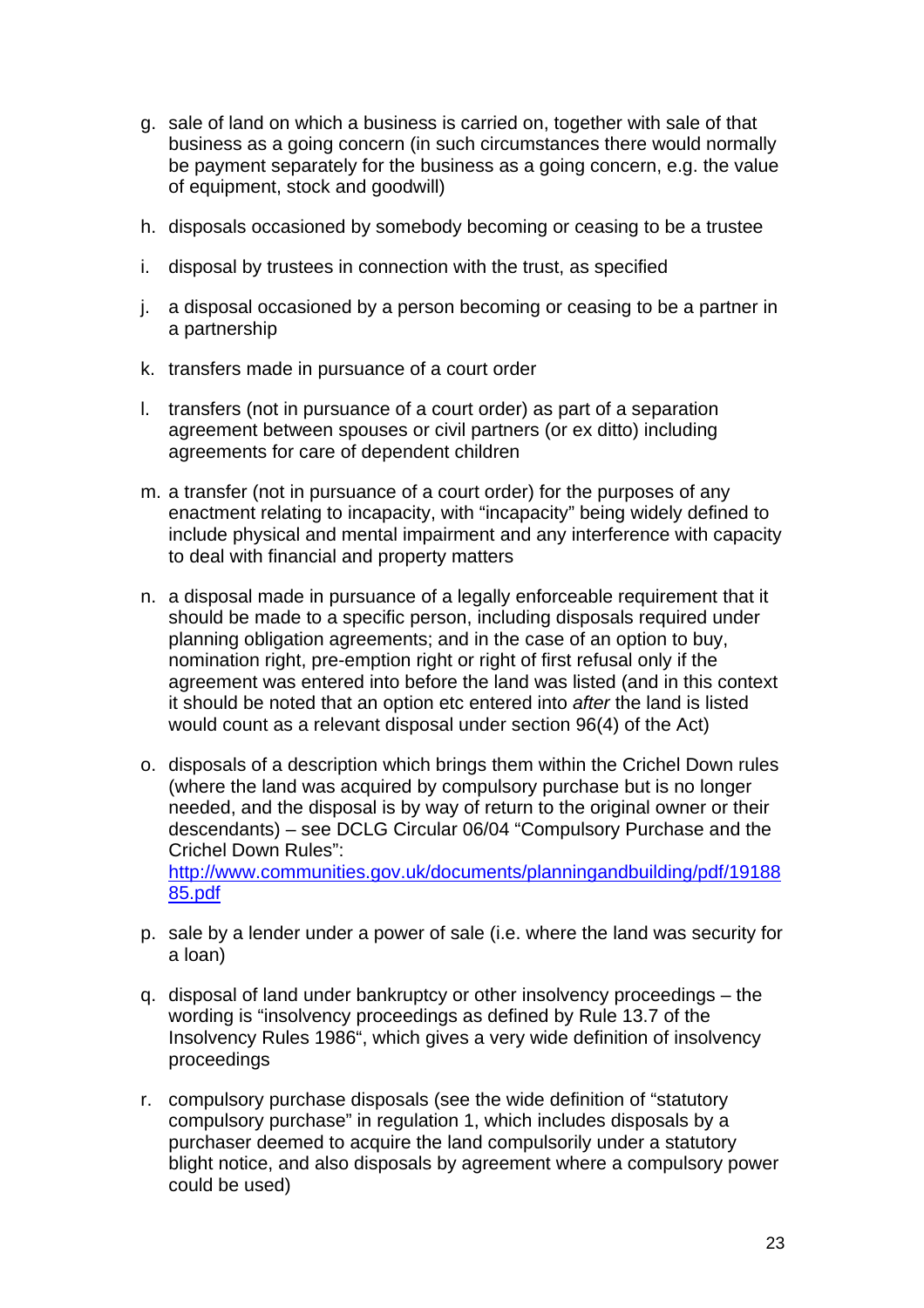g. sale of land on which a business is carried on, together with sale of that business as a going concern (in such circumstances there would normally be payment separately for the business as a going concern, e.g. the value of equipment, stock and goodwill)

h. disposals occasioned by somebody becoming or ceasing to be a trustee

i. disposal by trustees in connection with the trust, as specified

j. a disposal occasioned by a person becoming or ceasing to be a partner in a partnership

k. transfers made in pursuance of a court order

l. transfers (not in pursuance of a court order) as part of a separation agreement between spouses or civil partners (or ex ditto) including agreements for care of dependent children

m. a transfer (not in pursuance of a court order) for the purposes of any enactment relating to incapacity, with "incapacity" being widely defined to include physical and mental impairment and any interference with capacity to deal with financial and property matters

n. a disposal made in pursuance of a legally enforceable requirement that it should be made to a specific person, including disposals required under planning obligation agreements; and in the case of an option to buy, nomination right, pre-emption right or right of first refusal only if the agreement was entered into before the land was listed (and in this context it should be noted that an option etc entered into *after* the land is listed would count as a relevant disposal under section 96(4) of the Act)

o. disposals of a description which brings them within the Crichel Down rules (where the land was acquired by compulsory purchase but is no longer needed, and the disposal is by way of return to the original owner or their descendants) – see DCLG Circular 06/04 "Compulsory Purchase and the Crichel Down Rules": [http://www.communities.gov.uk/documents/planningandbuilding/pdf/1918885.pdf](http://www.communities.gov.uk/documents/planningandbuilding/pdf/1918885.pdf)

p. sale by a lender under a power of sale (i.e. where the land was security for a loan)

q. disposal of land under bankruptcy or other insolvency proceedings – the wording is "insolvency proceedings as defined by Rule 13.7 of the Insolvency Rules 1986", which gives a very wide definition of insolvency proceedings

r. compulsory purchase disposals (see the wide definition of "statutory compulsory purchase" in regulation 1, which includes disposals by a purchaser deemed to acquire the land compulsorily under a statutory blight notice, and also disposals by agreement where a compulsory power could be used)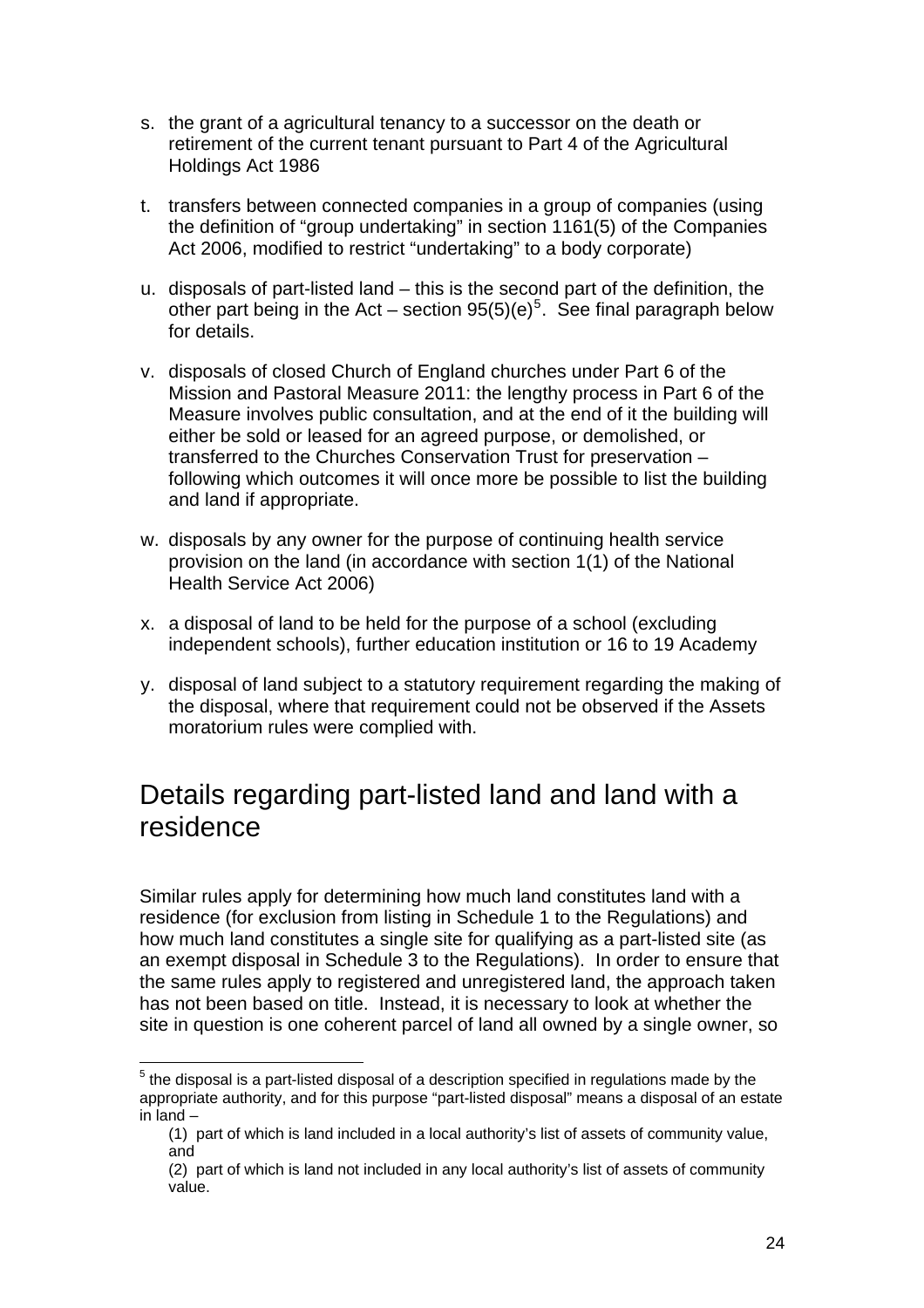s. the grant of a agricultural tenancy to a successor on the death or retirement of the current tenant pursuant to Part 4 of the Agricultural Holdings Act 1986

t. transfers between connected companies in a group of companies (using the definition of "group undertaking" in section 1161(5) of the Companies Act 2006, modified to restrict "undertaking" to a body corporate)

u. disposals of part-listed land – this is the second part of the definition, the other part being in the Act – section 95(5)(e)[5]. See final paragraph below for details.

v. disposals of closed Church of England churches under Part 6 of the Mission and Pastoral Measure 2011: the lengthy process in Part 6 of the Measure involves public consultation, and at the end of it the building will either be sold or leased for an agreed purpose, or demolished, or transferred to the Churches Conservation Trust for preservation – following which outcomes it will once more be possible to list the building and land if appropriate.

w. disposals by any owner for the purpose of continuing health service provision on the land (in accordance with section 1(1) of the National Health Service Act 2006)

x. a disposal of land to be held for the purpose of a school (excluding independent schools), further education institution or 16 to 19 Academy

y. disposal of land subject to a statutory requirement regarding the making of the disposal, where that requirement could not be observed if the Assets moratorium rules were complied with.

## Details regarding part-listed land and land with a residence

Similar rules apply for determining how much land constitutes land with a residence (for exclusion from listing in Schedule 1 to the Regulations) and how much land constitutes a single site for qualifying as a part-listed site (as an exempt disposal in Schedule 3 to the Regulations). In order to ensure that the same rules apply to registered and unregistered land, the approach taken has not been based on title. Instead, it is necessary to look at whether the site in question is one coherent parcel of land all owned by a single owner, so

---

[5] the disposal is a part-listed disposal of a description specified in regulations made by the appropriate authority, and for this purpose "part-listed disposal" means a disposal of an estate in land –

(1) part of which is land included in a local authority's list of assets of community value, and

(2) part of which is land not included in any local authority's list of assets of community value.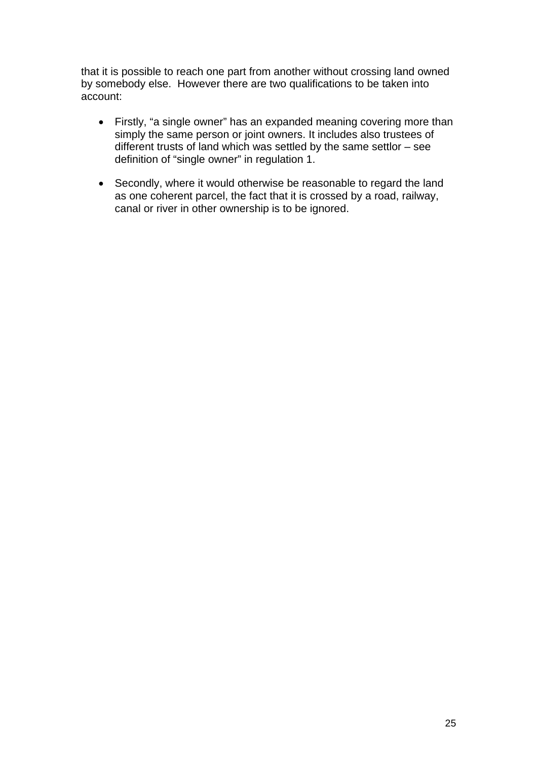that it is possible to reach one part from another without crossing land owned by somebody else. However there are two qualifications to be taken into account:

- Firstly, "a single owner" has an expanded meaning covering more than simply the same person or joint owners. It includes also trustees of different trusts of land which was settled by the same settlor – see definition of "single owner" in regulation 1.

- Secondly, where it would otherwise be reasonable to regard the land as one coherent parcel, the fact that it is crossed by a road, railway, canal or river in other ownership is to be ignored.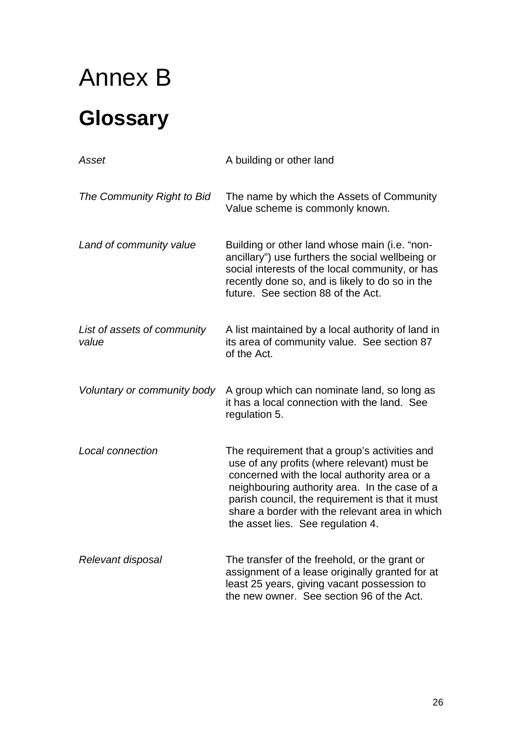# Annex B

## Glossary

| | |
|---|---|
| *Asset* | A building or other land |
| *The Community Right to Bid* | The name by which the Assets of Community Value scheme is commonly known. |
| *Land of community value* | Building or other land whose main (i.e. "non-ancillary") use furthers the social wellbeing or social interests of the local community, or has recently done so, and is likely to do so in the future. See section 88 of the Act. |
| *List of assets of community value* | A list maintained by a local authority of land in its area of community value. See section 87 of the Act. |
| *Voluntary or community body* | A group which can nominate land, so long as it has a local connection with the land. See regulation 5. |
| *Local connection* | The requirement that a group's activities and use of any profits (where relevant) must be concerned with the local authority area or a neighbouring authority area. In the case of a parish council, the requirement is that it must share a border with the relevant area in which the asset lies. See regulation 4. |
| *Relevant disposal* | The transfer of the freehold, or the grant or assignment of a lease originally granted for at least 25 years, giving vacant possession to the new owner. See section 96 of the Act. |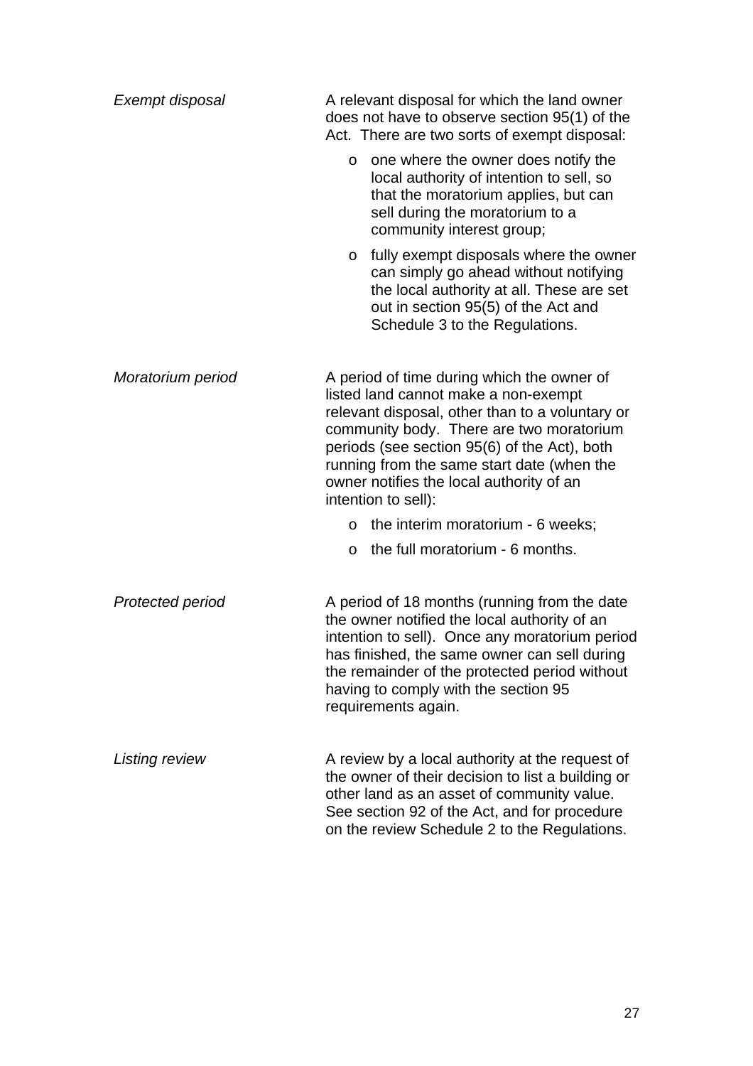*Exempt disposal*

A relevant disposal for which the land owner does not have to observe section 95(1) of the Act. There are two sorts of exempt disposal:

- one where the owner does notify the local authority of intention to sell, so that the moratorium applies, but can sell during the moratorium to a community interest group;
- fully exempt disposals where the owner can simply go ahead without notifying the local authority at all. These are set out in section 95(5) of the Act and Schedule 3 to the Regulations.

*Moratorium period*

A period of time during which the owner of listed land cannot make a non-exempt relevant disposal, other than to a voluntary or community body. There are two moratorium periods (see section 95(6) of the Act), both running from the same start date (when the owner notifies the local authority of an intention to sell):

- the interim moratorium - 6 weeks;
- the full moratorium - 6 months.

*Protected period*

A period of 18 months (running from the date the owner notified the local authority of an intention to sell). Once any moratorium period has finished, the same owner can sell during the remainder of the protected period without having to comply with the section 95 requirements again.

*Listing review*

A review by a local authority at the request of the owner of their decision to list a building or other land as an asset of community value. See section 92 of the Act, and for procedure on the review Schedule 2 to the Regulations.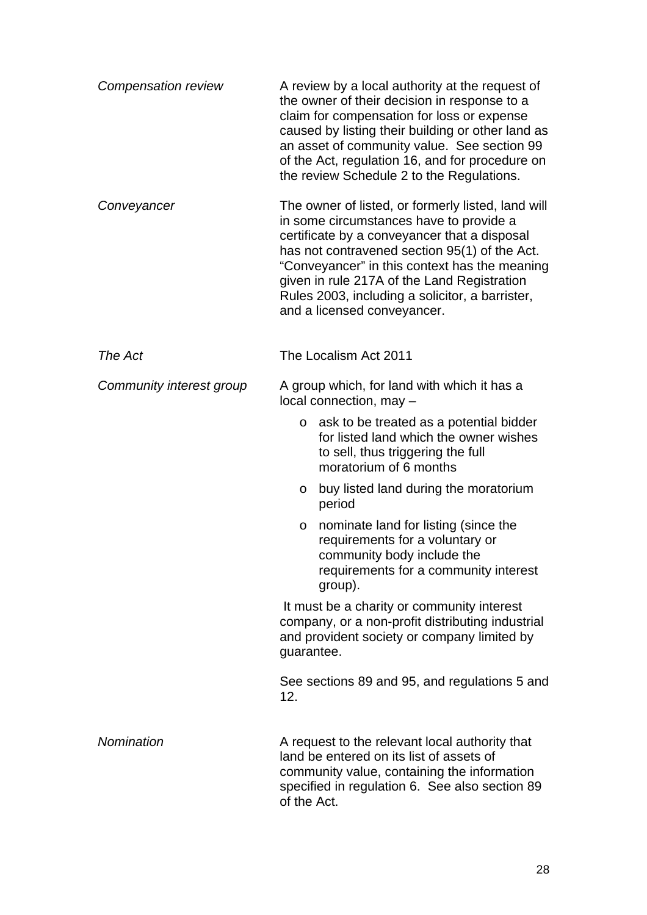| | |
|---|---|
| *Compensation review* | A review by a local authority at the request of the owner of their decision in response to a claim for compensation for loss or expense caused by listing their building or other land as an asset of community value. See section 99 of the Act, regulation 16, and for procedure on the review Schedule 2 to the Regulations. |
| *Conveyancer* | The owner of listed, or formerly listed, land will in some circumstances have to provide a certificate by a conveyancer that a disposal has not contravened section 95(1) of the Act. "Conveyancer" in this context has the meaning given in rule 217A of the Land Registration Rules 2003, including a solicitor, a barrister, and a licensed conveyancer. |
| *The Act* | The Localism Act 2011 |
| *Community interest group* | A group which, for land with which it has a local connection, may – <br>o ask to be treated as a potential bidder for listed land which the owner wishes to sell, thus triggering the full moratorium of 6 months <br>o buy listed land during the moratorium period <br>o nominate land for listing (since the requirements for a voluntary or community body include the requirements for a community interest group). <br><br>It must be a charity or community interest company, or a non-profit distributing industrial and provident society or company limited by guarantee. <br><br>See sections 89 and 95, and regulations 5 and 12. |
| *Nomination* | A request to the relevant local authority that land be entered on its list of assets of community value, containing the information specified in regulation 6. See also section 89 of the Act. |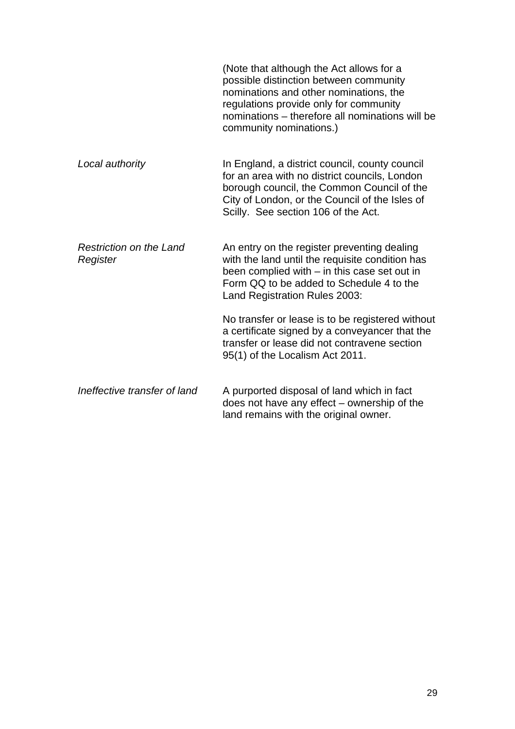| | |
|---|---|
| | (Note that although the Act allows for a possible distinction between community nominations and other nominations, the regulations provide only for community nominations – therefore all nominations will be community nominations.) |
| *Local authority* | In England, a district council, county council for an area with no district councils, London borough council, the Common Council of the City of London, or the Council of the Isles of Scilly. See section 106 of the Act. |
| *Restriction on the Land Register* | An entry on the register preventing dealing with the land until the requisite condition has been complied with – in this case set out in Form QQ to be added to Schedule 4 to the Land Registration Rules 2003:<br><br>No transfer or lease is to be registered without a certificate signed by a conveyancer that the transfer or lease did not contravene section 95(1) of the Localism Act 2011. |
| *Ineffective transfer of land* | A purported disposal of land which in fact does not have any effect – ownership of the land remains with the original owner. |